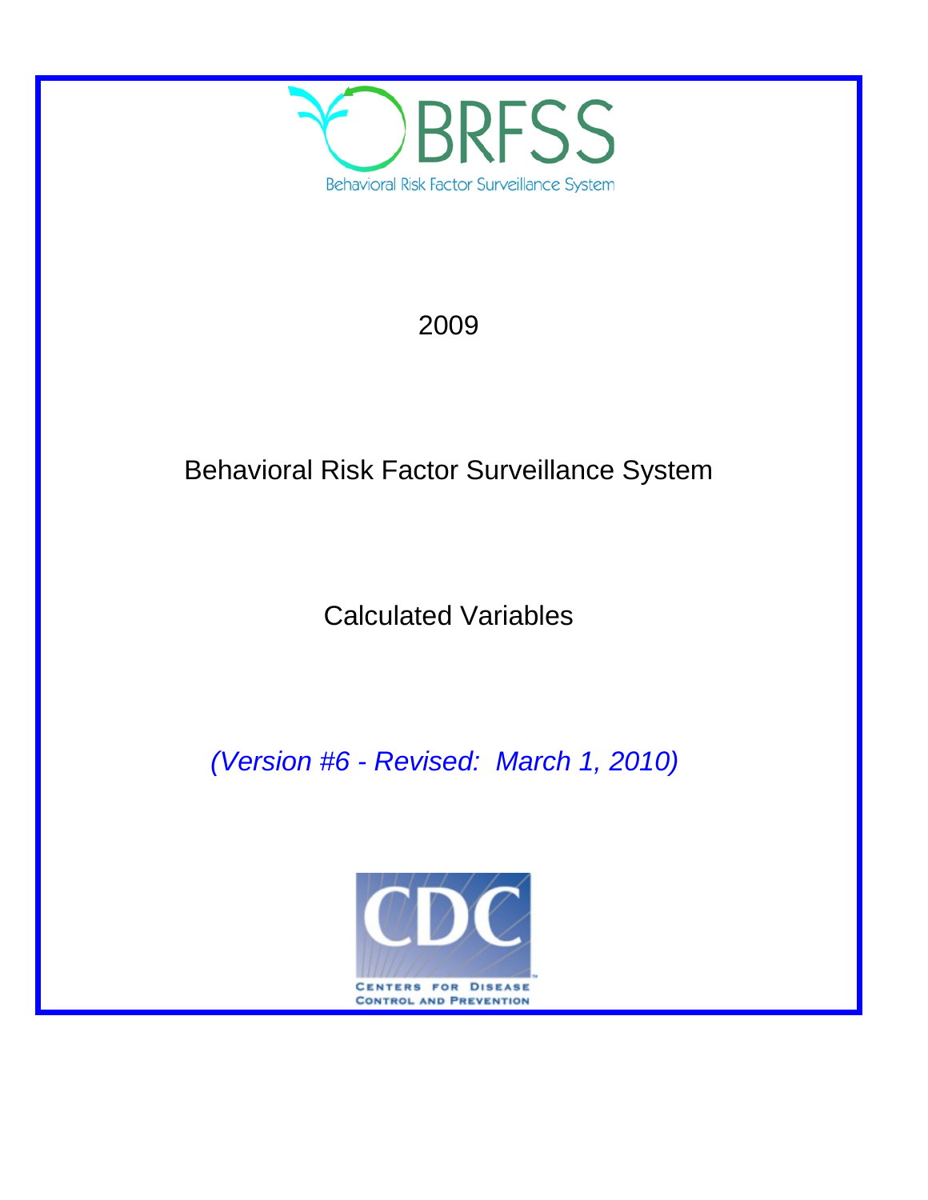BRFSS

Behavioral Risk Factor Surveillance System

2009

# Behavioral Risk Factor Surveillance System

## Calculated Variables

*(Version #6 - Revised: March 1, 2010)*

CDC

Centers for Disease Control and Prevention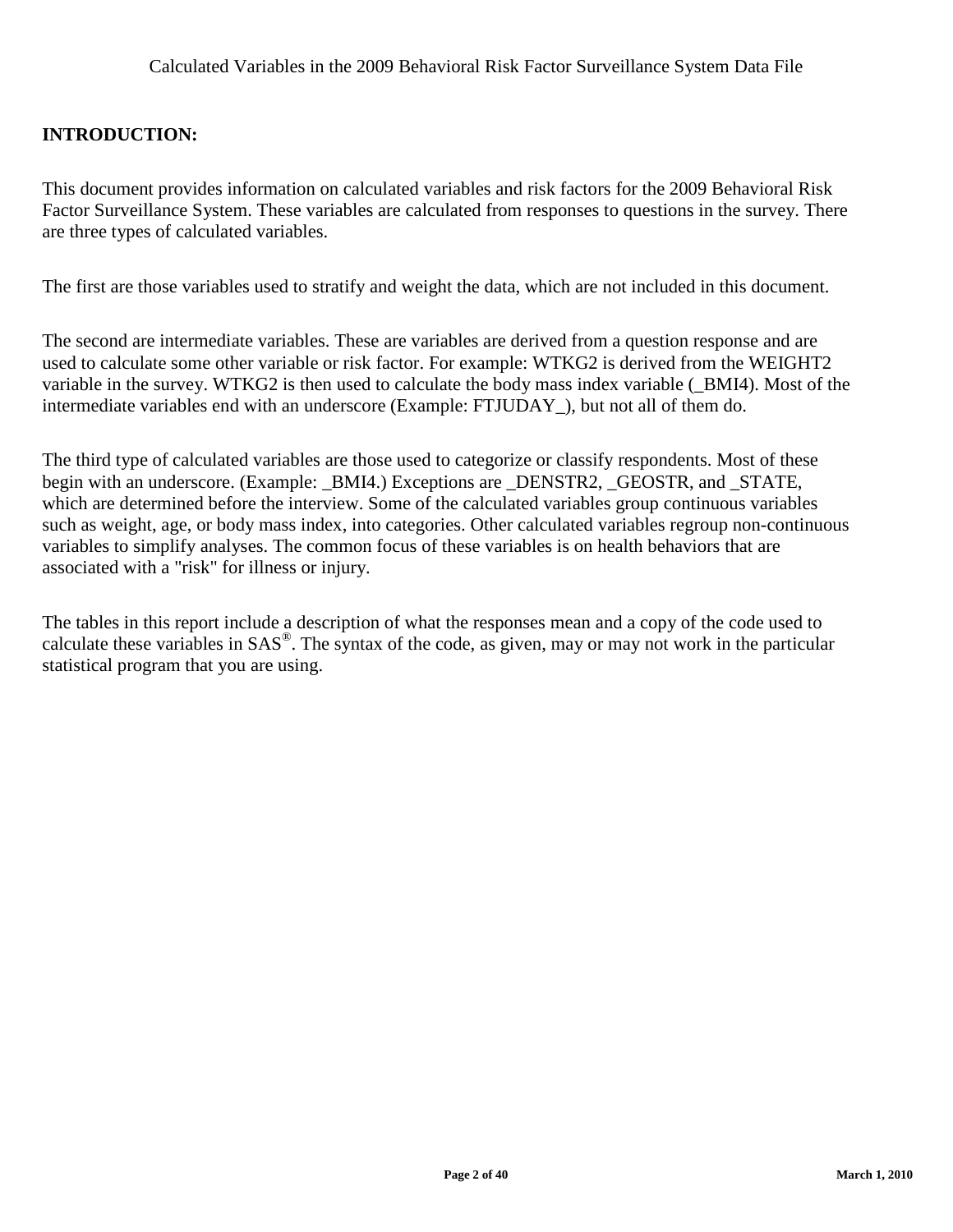## INTRODUCTION:

This document provides information on calculated variables and risk factors for the 2009 Behavioral Risk Factor Surveillance System. These variables are calculated from responses to questions in the survey. There are three types of calculated variables.

The first are those variables used to stratify and weight the data, which are not included in this document.

The second are intermediate variables. These are variables are derived from a question response and are used to calculate some other variable or risk factor. For example: WTKG2 is derived from the WEIGHT2 variable in the survey. WTKG2 is then used to calculate the body mass index variable (_BMI4). Most of the intermediate variables end with an underscore (Example: FTJUDAY_), but not all of them do.

The third type of calculated variables are those used to categorize or classify respondents. Most of these begin with an underscore. (Example: _BMI4.) Exceptions are _DENSTR2, _GEOSTR, and _STATE, which are determined before the interview. Some of the calculated variables group continuous variables such as weight, age, or body mass index, into categories. Other calculated variables regroup non-continuous variables to simplify analyses. The common focus of these variables is on health behaviors that are associated with a "risk" for illness or injury.

The tables in this report include a description of what the responses mean and a copy of the code used to calculate these variables in SAS®. The syntax of the code, as given, may or may not work in the particular statistical program that you are using.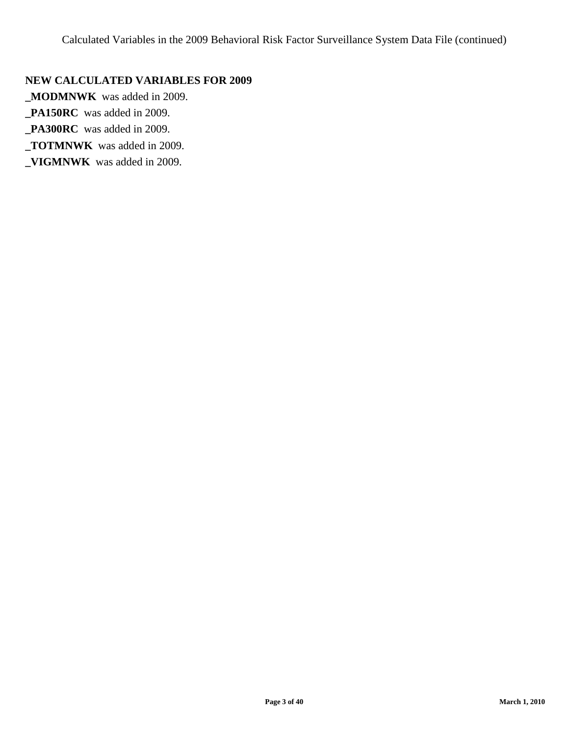## NEW CALCULATED VARIABLES FOR 2009

**_MODMNWK** was added in 2009.

**_PA150RC** was added in 2009.

**_PA300RC** was added in 2009.

**_TOTMNWK** was added in 2009.

**_VIGMNWK** was added in 2009.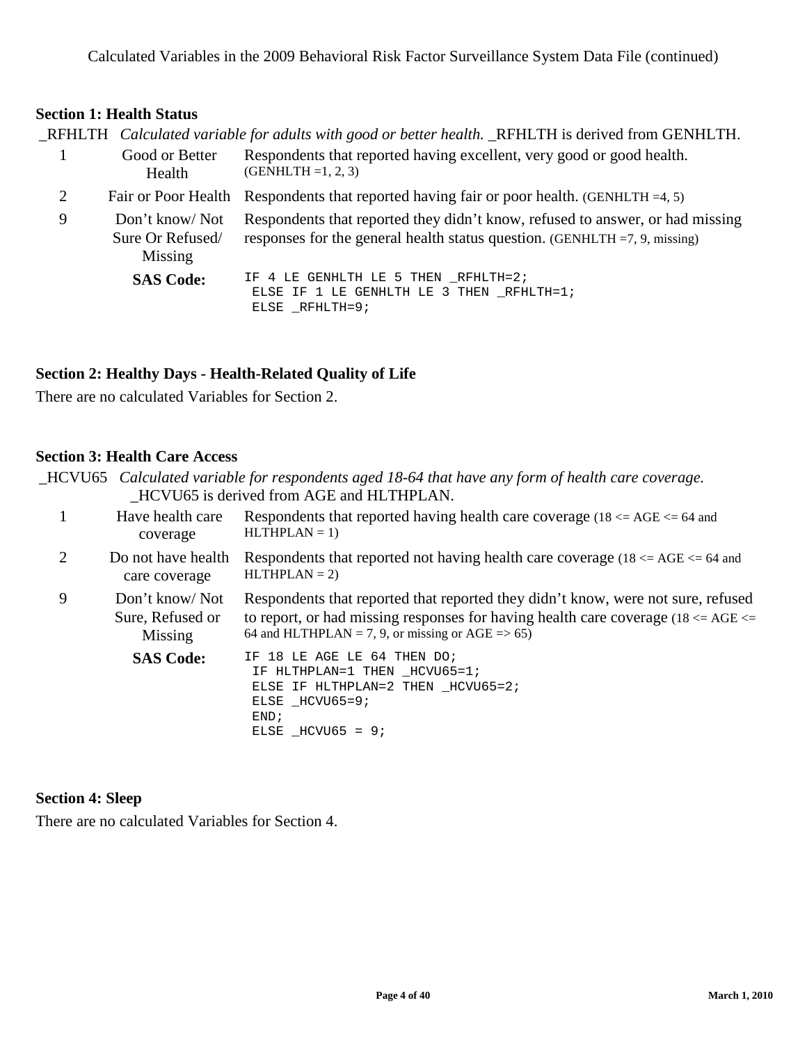## Section 1: Health Status

_RFHLTH *Calculated variable for adults with good or better health.* _RFHLTH is derived from GENHLTH.

| Value | Label | Description |
|---|---|---|
| 1 | Good or Better Health | Respondents that reported having excellent, very good or good health. (GENHLTH =1, 2, 3) |
| 2 | Fair or Poor Health | Respondents that reported having fair or poor health. (GENHLTH =4, 5) |
| 9 | Don't know/ Not Sure Or Refused/ Missing | Respondents that reported they didn't know, refused to answer, or had missing responses for the general health status question. (GENHLTH =7, 9, missing) |

**SAS Code:**

```
IF 4 LE GENHLTH LE 5 THEN _RFHLTH=2;
 ELSE IF 1 LE GENHLTH LE 3 THEN _RFHLTH=1;
 ELSE _RFHLTH=9;
```

## Section 2: Healthy Days - Health-Related Quality of Life

There are no calculated Variables for Section 2.

## Section 3: Health Care Access

_HCVU65 *Calculated variable for respondents aged 18-64 that have any form of health care coverage.* _HCVU65 is derived from AGE and HLTHPLAN.

| Value | Label | Description |
|---|---|---|
| 1 | Have health care coverage | Respondents that reported having health care coverage (18 <= AGE <= 64 and HLTHPLAN = 1) |
| 2 | Do not have health care coverage | Respondents that reported not having health care coverage (18 <= AGE <= 64 and HLTHPLAN = 2) |
| 9 | Don't know/ Not Sure, Refused or Missing | Respondents that reported that reported they didn't know, were not sure, refused to report, or had missing responses for having health care coverage (18 <= AGE <= 64 and HLTHPLAN = 7, 9, or missing or AGE => 65) |

**SAS Code:**

```
IF 18 LE AGE LE 64 THEN DO;
 IF HLTHPLAN=1 THEN _HCVU65=1;
 ELSE IF HLTHPLAN=2 THEN _HCVU65=2;
 ELSE _HCVU65=9;
 END;
 ELSE _HCVU65 = 9;
```

## Section 4: Sleep

There are no calculated Variables for Section 4.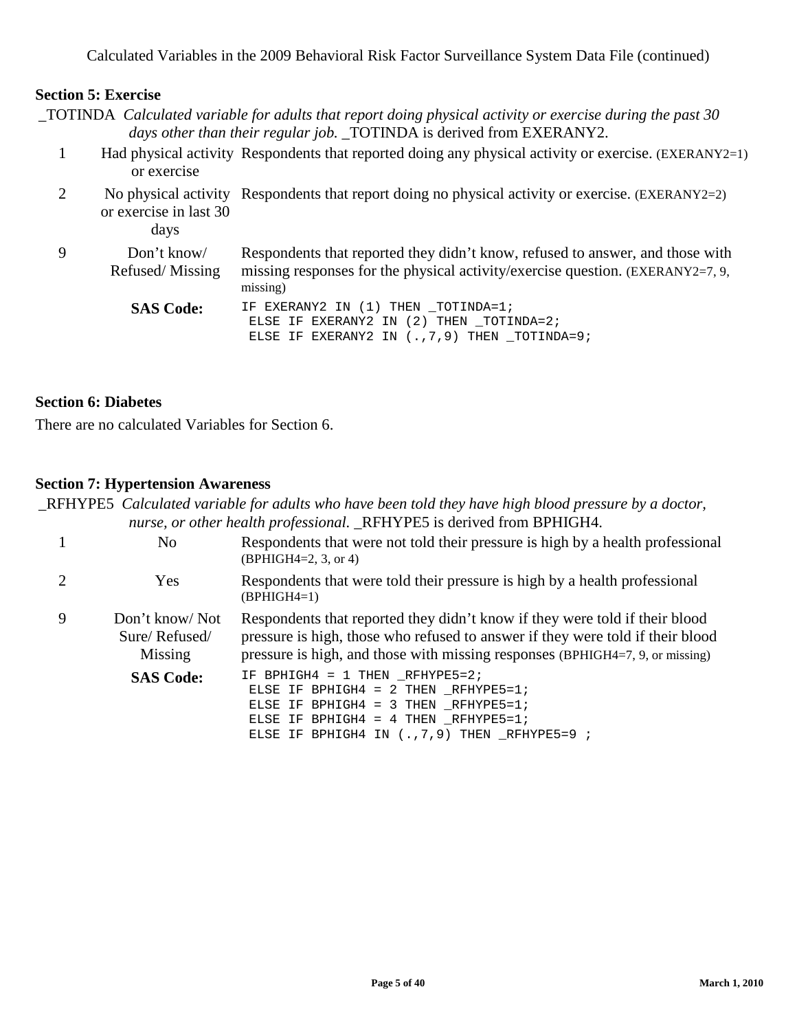## Section 5: Exercise

_TOTINDA *Calculated variable for adults that report doing physical activity or exercise during the past 30 days other than their regular job.* _TOTINDA is derived from EXERANY2.

| Value | Label | Description |
|---|---|---|
| 1 | Had physical activity or exercise | Respondents that reported doing any physical activity or exercise. (EXERANY2=1) |
| 2 | No physical activity or exercise in last 30 days | Respondents that report doing no physical activity or exercise. (EXERANY2=2) |
| 9 | Don't know/ Refused/ Missing | Respondents that reported they didn't know, refused to answer, and those with missing responses for the physical activity/exercise question. (EXERANY2=7, 9, missing) |

**SAS Code:**

```
IF EXERANY2 IN (1) THEN _TOTINDA=1;
 ELSE IF EXERANY2 IN (2) THEN _TOTINDA=2;
 ELSE IF EXERANY2 IN (.,7,9) THEN _TOTINDA=9;
```

## Section 6: Diabetes

There are no calculated Variables for Section 6.

## Section 7: Hypertension Awareness

_RFHYPE5 *Calculated variable for adults who have been told they have high blood pressure by a doctor, nurse, or other health professional.* _RFHYPE5 is derived from BPHIGH4.

| Value | Label | Description |
|---|---|---|
| 1 | No | Respondents that were not told their pressure is high by a health professional (BPHIGH4=2, 3, or 4) |
| 2 | Yes | Respondents that were told their pressure is high by a health professional (BPHIGH4=1) |
| 9 | Don't know/ Not Sure/ Refused/ Missing | Respondents that reported they didn't know if they were told if their blood pressure is high, those who refused to answer if they were told if their blood pressure is high, and those with missing responses (BPHIGH4=7, 9, or missing) |

**SAS Code:**

```
IF BPHIGH4 = 1 THEN _RFHYPE5=2;
 ELSE IF BPHIGH4 = 2 THEN _RFHYPE5=1;
 ELSE IF BPHIGH4 = 3 THEN _RFHYPE5=1;
 ELSE IF BPHIGH4 = 4 THEN _RFHYPE5=1;
 ELSE IF BPHIGH4 IN (.,7,9) THEN _RFHYPE5=9 ;
```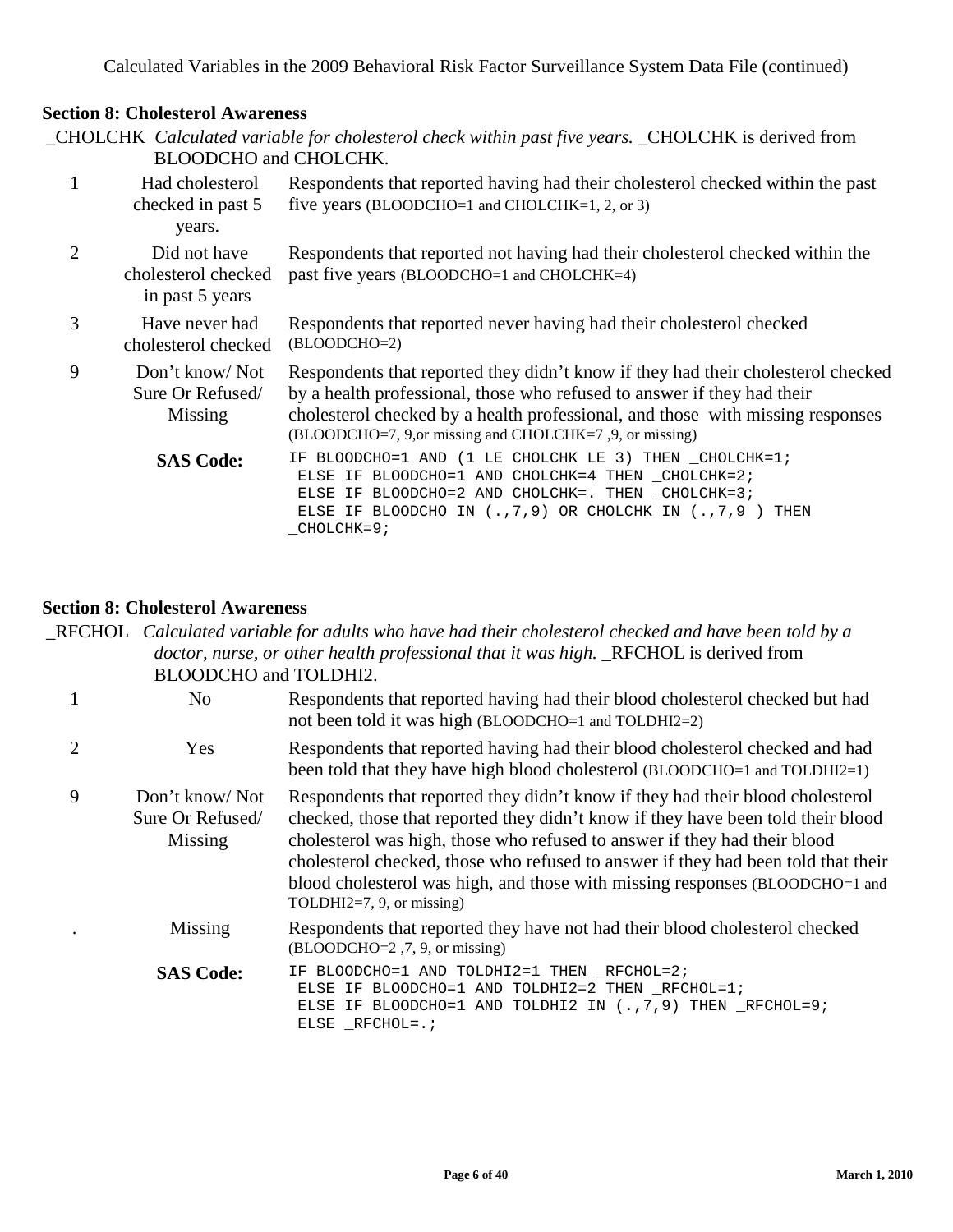## Section 8: Cholesterol Awareness

_CHOLCHK *Calculated variable for cholesterol check within past five years.* _CHOLCHK is derived from BLOODCHO and CHOLCHK.

| Value | Label | Description |
|---|---|---|
| 1 | Had cholesterol checked in past 5 years. | Respondents that reported having had their cholesterol checked within the past five years (BLOODCHO=1 and CHOLCHK=1, 2, or 3) |
| 2 | Did not have cholesterol checked in past 5 years | Respondents that reported not having had their cholesterol checked within the past five years (BLOODCHO=1 and CHOLCHK=4) |
| 3 | Have never had cholesterol checked | Respondents that reported never having had their cholesterol checked (BLOODCHO=2) |
| 9 | Don't know/ Not Sure Or Refused/ Missing | Respondents that reported they didn't know if they had their cholesterol checked by a health professional, those who refused to answer if they had their cholesterol checked by a health professional, and those with missing responses (BLOODCHO=7, 9,or missing and CHOLCHK=7 ,9, or missing) |

**SAS Code:**

```
IF BLOODCHO=1 AND (1 LE CHOLCHK LE 3) THEN _CHOLCHK=1;
 ELSE IF BLOODCHO=1 AND CHOLCHK=4 THEN _CHOLCHK=2;
 ELSE IF BLOODCHO=2 AND CHOLCHK=. THEN _CHOLCHK=3;
 ELSE IF BLOODCHO IN (.,7,9) OR CHOLCHK IN (.,7,9 ) THEN
_CHOLCHK=9;
```

## Section 8: Cholesterol Awareness

_RFCHOL *Calculated variable for adults who have had their cholesterol checked and have been told by a doctor, nurse, or other health professional that it was high.* _RFCHOL is derived from BLOODCHO and TOLDHI2.

| Value | Label | Description |
|---|---|---|
| 1 | No | Respondents that reported having had their blood cholesterol checked but had not been told it was high (BLOODCHO=1 and TOLDHI2=2) |
| 2 | Yes | Respondents that reported having had their blood cholesterol checked and had been told that they have high blood cholesterol (BLOODCHO=1 and TOLDHI2=1) |
| 9 | Don't know/ Not Sure Or Refused/ Missing | Respondents that reported they didn't know if they had their blood cholesterol checked, those that reported they didn't know if they have been told their blood cholesterol was high, those who refused to answer if they had their blood cholesterol checked, those who refused to answer if they had been told that their blood cholesterol was high, and those with missing responses (BLOODCHO=1 and TOLDHI2=7, 9, or missing) |
| . | Missing | Respondents that reported they have not had their blood cholesterol checked (BLOODCHO=2 ,7, 9, or missing) |

**SAS Code:**

```
IF BLOODCHO=1 AND TOLDHI2=1 THEN _RFCHOL=2;
 ELSE IF BLOODCHO=1 AND TOLDHI2=2 THEN _RFCHOL=1;
 ELSE IF BLOODCHO=1 AND TOLDHI2 IN (.,7,9) THEN _RFCHOL=9;
 ELSE _RFCHOL=.;
```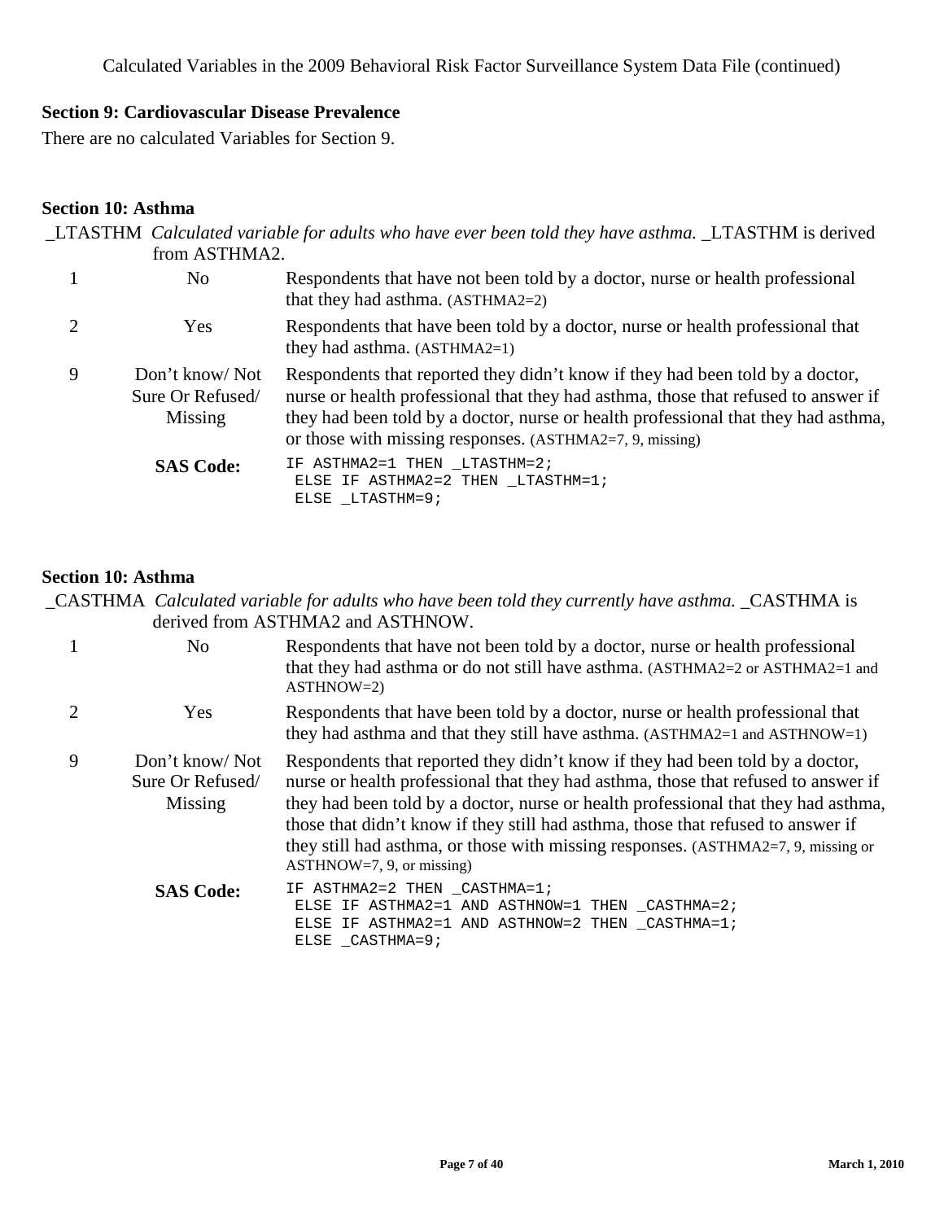## Section 9: Cardiovascular Disease Prevalence

There are no calculated Variables for Section 9.

## Section 10: Asthma

_LTASTHM *Calculated variable for adults who have ever been told they have asthma.* _LTASTHM is derived from ASTHMA2.

| Value | Label | Description |
|---|---|---|
| 1 | No | Respondents that have not been told by a doctor, nurse or health professional that they had asthma. (ASTHMA2=2) |
| 2 | Yes | Respondents that have been told by a doctor, nurse or health professional that they had asthma. (ASTHMA2=1) |
| 9 | Don't know/ Not Sure Or Refused/ Missing | Respondents that reported they didn't know if they had been told by a doctor, nurse or health professional that they had asthma, those that refused to answer if they had been told by a doctor, nurse or health professional that they had asthma, or those with missing responses. (ASTHMA2=7, 9, missing) |

**SAS Code:**

```
IF ASTHMA2=1 THEN _LTASTHM=2;
 ELSE IF ASTHMA2=2 THEN _LTASTHM=1;
 ELSE _LTASTHM=9;
```

## Section 10: Asthma

_CASTHMA *Calculated variable for adults who have been told they currently have asthma.* _CASTHMA is derived from ASTHMA2 and ASTHNOW.

| Value | Label | Description |
|---|---|---|
| 1 | No | Respondents that have not been told by a doctor, nurse or health professional that they had asthma or do not still have asthma. (ASTHMA2=2 or ASTHMA2=1 and ASTHNOW=2) |
| 2 | Yes | Respondents that have been told by a doctor, nurse or health professional that they had asthma and that they still have asthma. (ASTHMA2=1 and ASTHNOW=1) |
| 9 | Don't know/ Not Sure Or Refused/ Missing | Respondents that reported they didn't know if they had been told by a doctor, nurse or health professional that they had asthma, those that refused to answer if they had been told by a doctor, nurse or health professional that they had asthma, those that didn't know if they still had asthma, those that refused to answer if they still had asthma, or those with missing responses. (ASTHMA2=7, 9, missing or ASTHNOW=7, 9, or missing) |

**SAS Code:**

```
IF ASTHMA2=2 THEN _CASTHMA=1;
 ELSE IF ASTHMA2=1 AND ASTHNOW=1 THEN _CASTHMA=2;
 ELSE IF ASTHMA2=1 AND ASTHNOW=2 THEN _CASTHMA=1;
 ELSE _CASTHMA=9;
```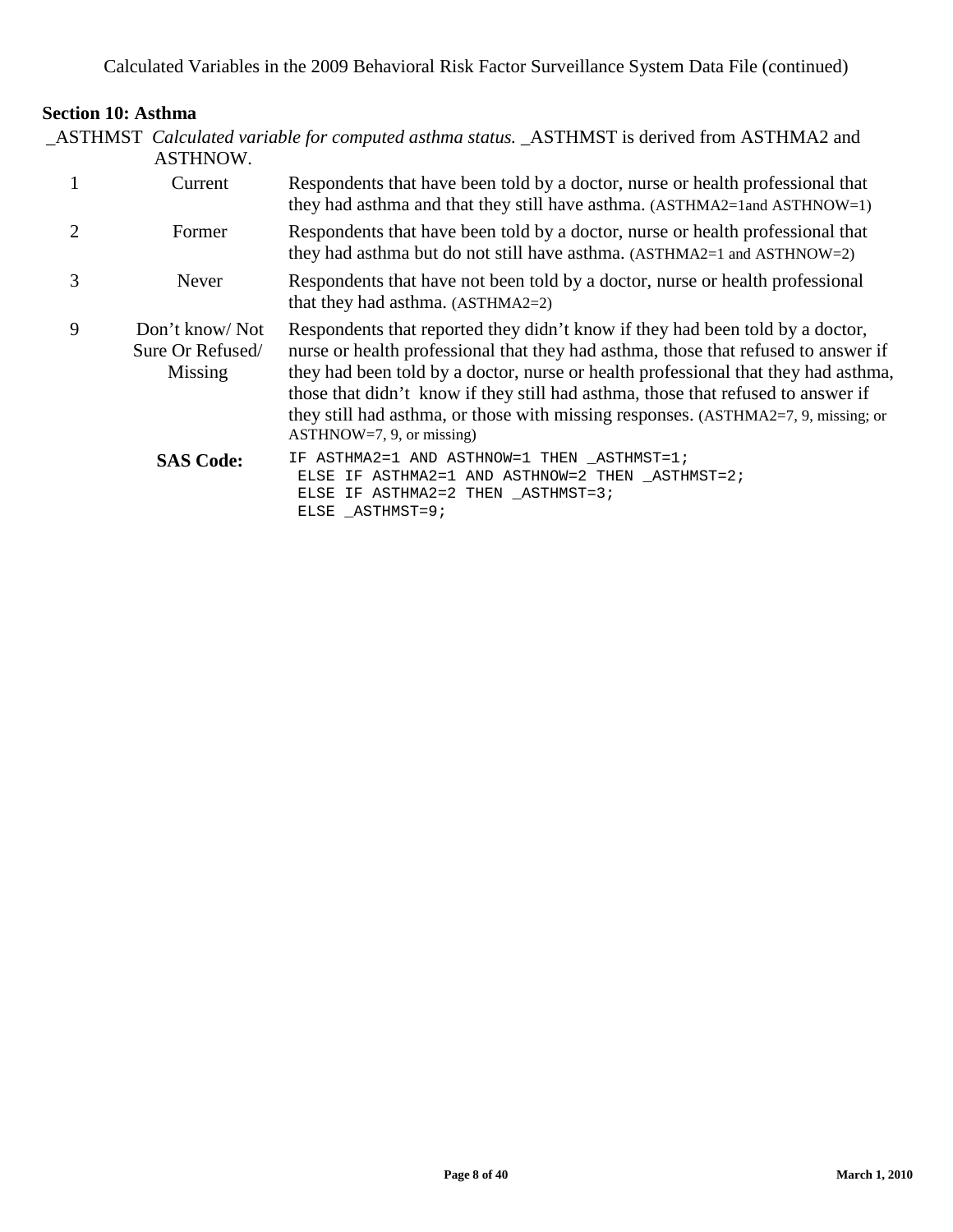## Section 10: Asthma

_ASTHMST *Calculated variable for computed asthma status.* _ASTHMST is derived from ASTHMA2 and ASTHNOW.

| Value | Label | Description |
|---|---|---|
| 1 | Current | Respondents that have been told by a doctor, nurse or health professional that they had asthma and that they still have asthma. (ASTHMA2=1and ASTHNOW=1) |
| 2 | Former | Respondents that have been told by a doctor, nurse or health professional that they had asthma but do not still have asthma. (ASTHMA2=1 and ASTHNOW=2) |
| 3 | Never | Respondents that have not been told by a doctor, nurse or health professional that they had asthma. (ASTHMA2=2) |
| 9 | Don't know/ Not Sure Or Refused/ Missing | Respondents that reported they didn't know if they had been told by a doctor, nurse or health professional that they had asthma, those that refused to answer if they had been told by a doctor, nurse or health professional that they had asthma, those that didn't know if they still had asthma, those that refused to answer if they still had asthma, or those with missing responses. (ASTHMA2=7, 9, missing; or ASTHNOW=7, 9, or missing) |

**SAS Code:**

```
IF ASTHMA2=1 AND ASTHNOW=1 THEN _ASTHMST=1;
 ELSE IF ASTHMA2=1 AND ASTHNOW=2 THEN _ASTHMST=2;
 ELSE IF ASTHMA2=2 THEN _ASTHMST=3;
 ELSE _ASTHMST=9;
```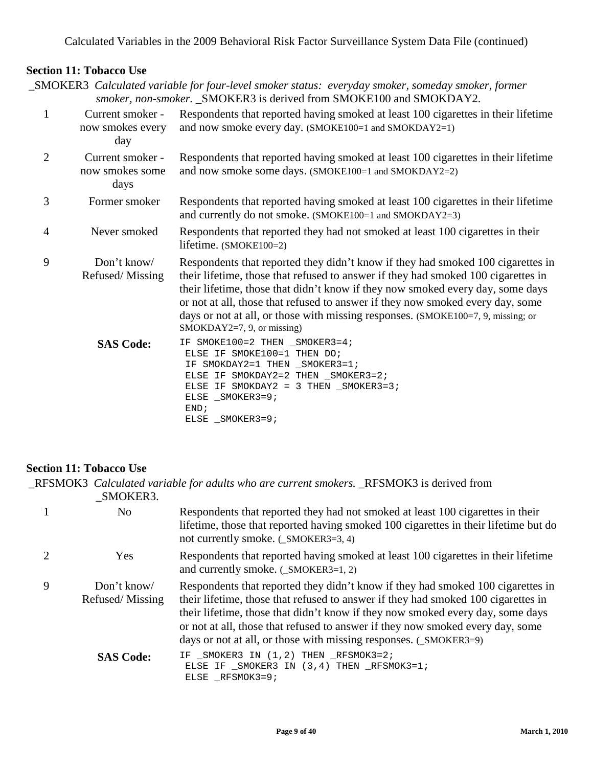## Section 11: Tobacco Use

_SMOKER3 *Calculated variable for four-level smoker status: everyday smoker, someday smoker, former smoker, non-smoker.* _SMOKER3 is derived from SMOKE100 and SMOKDAY2.

| Value | Label | Description |
|---|---|---|
| 1 | Current smoker - now smokes every day | Respondents that reported having smoked at least 100 cigarettes in their lifetime and now smoke every day. (SMOKE100=1 and SMOKDAY2=1) |
| 2 | Current smoker - now smokes some days | Respondents that reported having smoked at least 100 cigarettes in their lifetime and now smoke some days. (SMOKE100=1 and SMOKDAY2=2) |
| 3 | Former smoker | Respondents that reported having smoked at least 100 cigarettes in their lifetime and currently do not smoke. (SMOKE100=1 and SMOKDAY2=3) |
| 4 | Never smoked | Respondents that reported they had not smoked at least 100 cigarettes in their lifetime. (SMOKE100=2) |
| 9 | Don't know/ Refused/ Missing | Respondents that reported they didn't know if they had smoked 100 cigarettes in their lifetime, those that refused to answer if they had smoked 100 cigarettes in their lifetime, those that didn't know if they now smoked every day, some days or not at all, those that refused to answer if they now smoked every day, some days or not at all, or those with missing responses. (SMOKE100=7, 9, missing; or SMOKDAY2=7, 9, or missing) |

**SAS Code:**

```
IF SMOKE100=2 THEN _SMOKER3=4;
 ELSE IF SMOKE100=1 THEN DO;
 IF SMOKDAY2=1 THEN _SMOKER3=1;
 ELSE IF SMOKDAY2=2 THEN _SMOKER3=2;
 ELSE IF SMOKDAY2 = 3 THEN _SMOKER3=3;
 ELSE _SMOKER3=9;
 END;
 ELSE _SMOKER3=9;
```

## Section 11: Tobacco Use

_RFSMOK3 *Calculated variable for adults who are current smokers.* _RFSMOK3 is derived from _SMOKER3.

| Value | Label | Description |
|---|---|---|
| 1 | No | Respondents that reported they had not smoked at least 100 cigarettes in their lifetime, those that reported having smoked 100 cigarettes in their lifetime but do not currently smoke. (_SMOKER3=3, 4) |
| 2 | Yes | Respondents that reported having smoked at least 100 cigarettes in their lifetime and currently smoke. (_SMOKER3=1, 2) |
| 9 | Don't know/ Refused/ Missing | Respondents that reported they didn't know if they had smoked 100 cigarettes in their lifetime, those that refused to answer if they had smoked 100 cigarettes in their lifetime, those that didn't know if they now smoked every day, some days or not at all, those that refused to answer if they now smoked every day, some days or not at all, or those with missing responses. (_SMOKER3=9) |

**SAS Code:**

```
IF _SMOKER3 IN (1,2) THEN _RFSMOK3=2;
 ELSE IF _SMOKER3 IN (3,4) THEN _RFSMOK3=1;
 ELSE _RFSMOK3=9;
```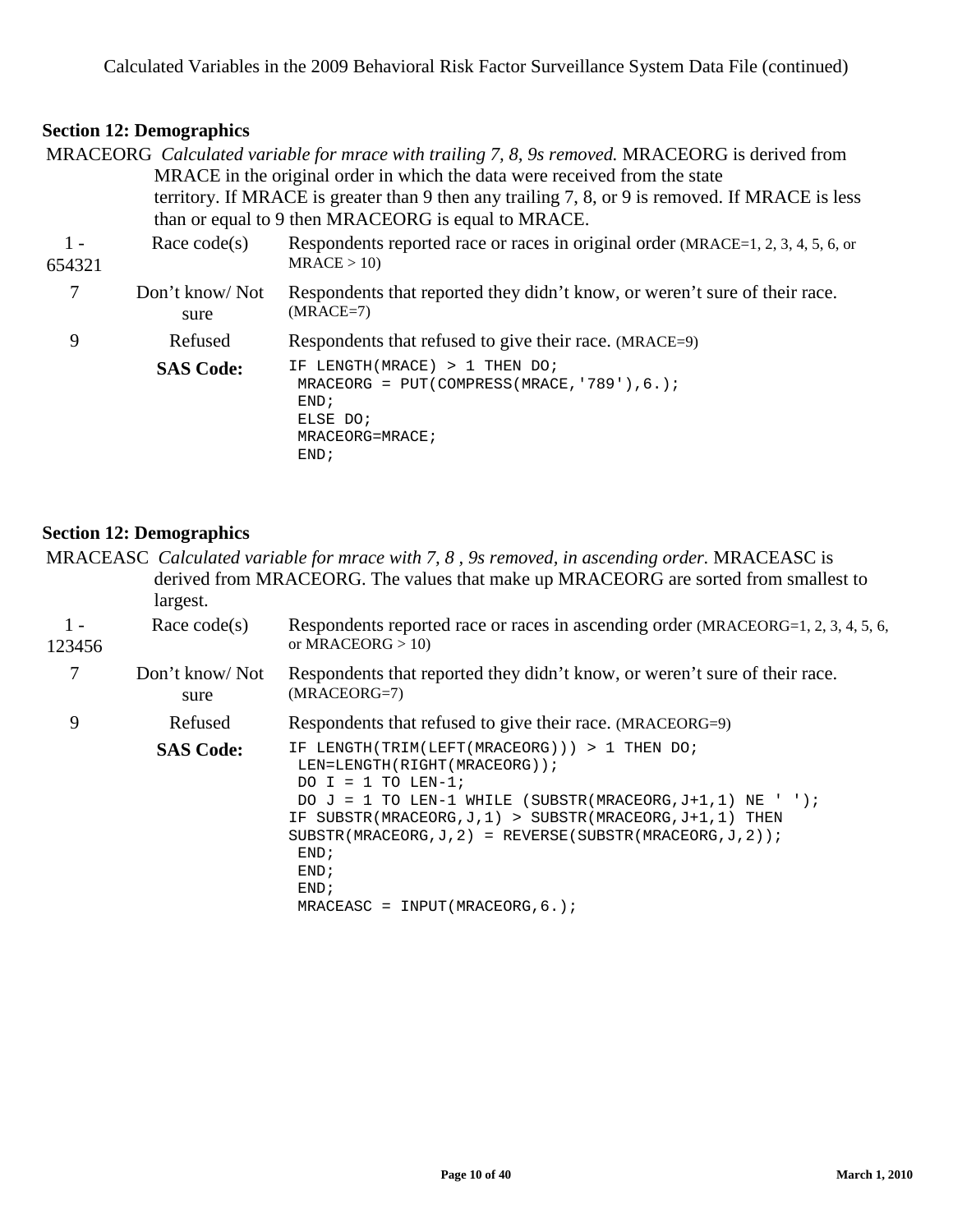## Section 12: Demographics

MRACEORG *Calculated variable for mrace with trailing 7, 8, 9s removed.* MRACEORG is derived from MRACE in the original order in which the data were received from the state territory. If MRACE is greater than 9 then any trailing 7, 8, or 9 is removed. If MRACE is less than or equal to 9 then MRACEORG is equal to MRACE.

| Value | Label | Description |
|---|---|---|
| 1 - 654321 | Race code(s) | Respondents reported race or races in original order (MRACE=1, 2, 3, 4, 5, 6, or MRACE > 10) |
| 7 | Don't know/ Not sure | Respondents that reported they didn't know, or weren't sure of their race. (MRACE=7) |
| 9 | Refused | Respondents that refused to give their race. (MRACE=9) |

**SAS Code:**

```
IF LENGTH(MRACE) > 1 THEN DO;
 MRACEORG = PUT(COMPRESS(MRACE,'789'),6.);
 END;
 ELSE DO;
 MRACEORG=MRACE;
 END;
```

## Section 12: Demographics

MRACEASC *Calculated variable for mrace with 7, 8 , 9s removed, in ascending order.* MRACEASC is derived from MRACEORG. The values that make up MRACEORG are sorted from smallest to largest.

| Value | Label | Description |
|---|---|---|
| 1 - 123456 | Race code(s) | Respondents reported race or races in ascending order (MRACEORG=1, 2, 3, 4, 5, 6, or MRACEORG > 10) |
| 7 | Don't know/ Not sure | Respondents that reported they didn't know, or weren't sure of their race. (MRACEORG=7) |
| 9 | Refused | Respondents that refused to give their race. (MRACEORG=9) |

**SAS Code:**

```
IF LENGTH(TRIM(LEFT(MRACEORG))) > 1 THEN DO;
 LEN=LENGTH(RIGHT(MRACEORG));
 DO I = 1 TO LEN-1;
 DO J = 1 TO LEN-1 WHILE (SUBSTR(MRACEORG,J+1,1) NE ' ');
IF SUBSTR(MRACEORG,J,1) > SUBSTR(MRACEORG,J+1,1) THEN
SUBSTR(MRACEORG,J,2) = REVERSE(SUBSTR(MRACEORG,J,2));
 END;
 END;
 END;
 MRACEASC = INPUT(MRACEORG,6.);
```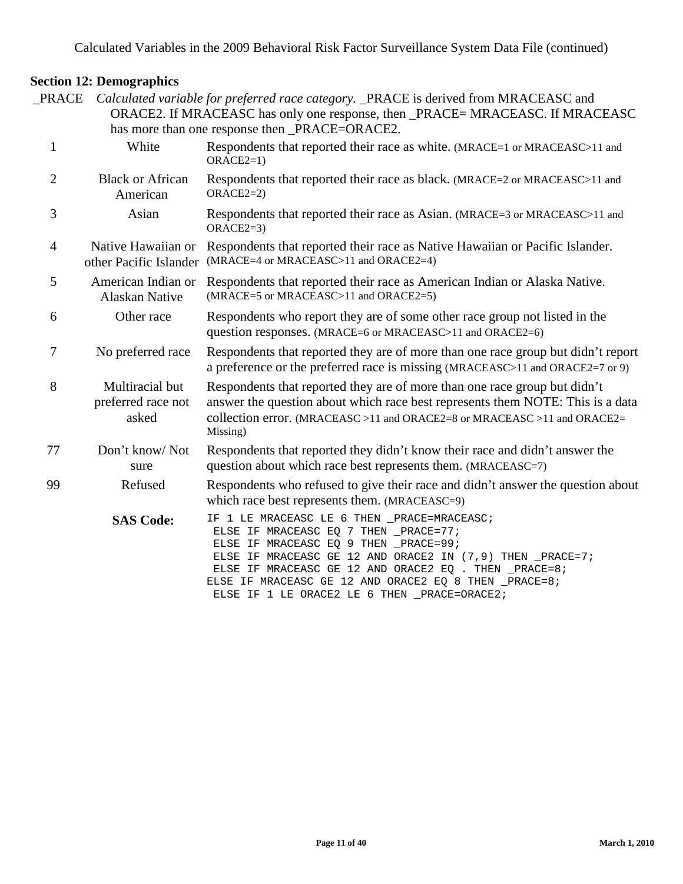## Section 12: Demographics

_PRACE *Calculated variable for preferred race category.* _PRACE is derived from MRACEASC and ORACE2. If MRACEASC has only one response, then _PRACE= MRACEASC. If MRACEASC has more than one response then _PRACE=ORACE2.

| Value | Label | Description |
|---|---|---|
| 1 | White | Respondents that reported their race as white. (MRACE=1 or MRACEASC>11 and ORACE2=1) |
| 2 | Black or African American | Respondents that reported their race as black. (MRACE=2 or MRACEASC>11 and ORACE2=2) |
| 3 | Asian | Respondents that reported their race as Asian. (MRACE=3 or MRACEASC>11 and ORACE2=3) |
| 4 | Native Hawaiian or other Pacific Islander | Respondents that reported their race as Native Hawaiian or Pacific Islander. (MRACE=4 or MRACEASC>11 and ORACE2=4) |
| 5 | American Indian or Alaskan Native | Respondents that reported their race as American Indian or Alaska Native. (MRACE=5 or MRACEASC>11 and ORACE2=5) |
| 6 | Other race | Respondents who report they are of some other race group not listed in the question responses. (MRACE=6 or MRACEASC>11 and ORACE2=6) |
| 7 | No preferred race | Respondents that reported they are of more than one race group but didn't report a preference or the preferred race is missing (MRACEASC>11 and ORACE2=7 or 9) |
| 8 | Multiracial but preferred race not asked | Respondents that reported they are of more than one race group but didn't answer the question about which race best represents them NOTE: This is a data collection error. (MRACEASC >11 and ORACE2=8 or MRACEASC >11 and ORACE2= Missing) |
| 77 | Don't know/ Not sure | Respondents that reported they didn't know their race and didn't answer the question about which race best represents them. (MRACEASC=7) |
| 99 | Refused | Respondents who refused to give their race and didn't answer the question about which race best represents them. (MRACEASC=9) |

**SAS Code:**

```
IF 1 LE MRACEASC LE 6 THEN _PRACE=MRACEASC;
 ELSE IF MRACEASC EQ 7 THEN _PRACE=77;
 ELSE IF MRACEASC EQ 9 THEN _PRACE=99;
 ELSE IF MRACEASC GE 12 AND ORACE2 IN (7,9) THEN _PRACE=7;
 ELSE IF MRACEASC GE 12 AND ORACE2 EQ . THEN _PRACE=8;
ELSE IF MRACEASC GE 12 AND ORACE2 EQ 8 THEN _PRACE=8;
 ELSE IF 1 LE ORACE2 LE 6 THEN _PRACE=ORACE2;
```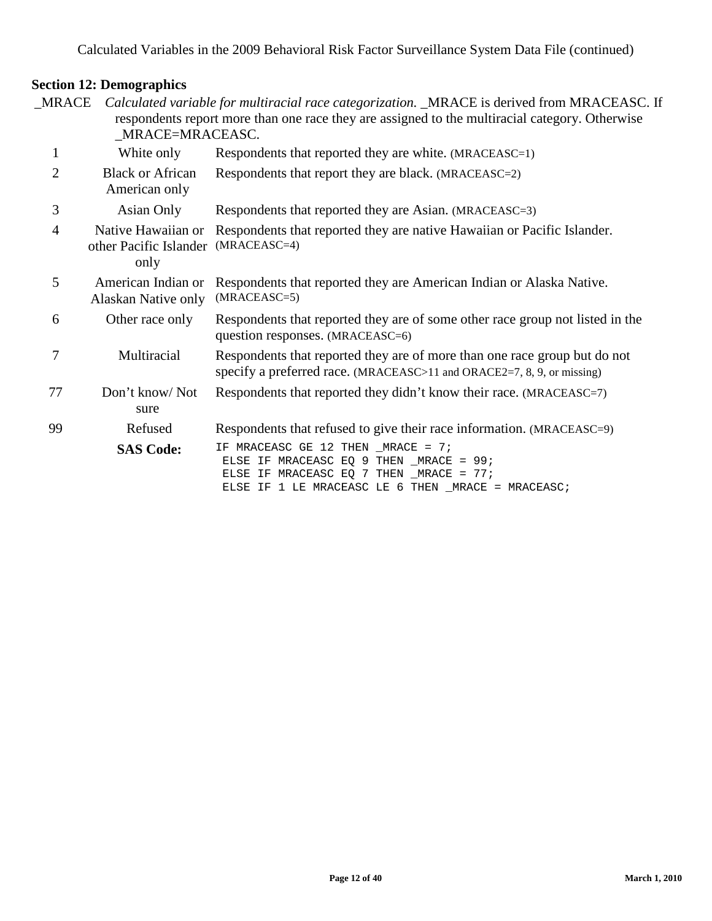Calculated Variables in the 2009 Behavioral Risk Factor Surveillance System Data File (continued)

## Section 12: Demographics

_MRACE *Calculated variable for multiracial race categorization.* _MRACE is derived from MRACEASC. If respondents report more than one race they are assigned to the multiracial category. Otherwise _MRACE=MRACEASC.

| | | |
|---|---|---|
| 1 | White only | Respondents that reported they are white. (MRACEASC=1) |
| 2 | Black or African American only | Respondents that report they are black. (MRACEASC=2) |
| 3 | Asian Only | Respondents that reported they are Asian. (MRACEASC=3) |
| 4 | Native Hawaiian or other Pacific Islander only | Respondents that reported they are native Hawaiian or Pacific Islander. (MRACEASC=4) |
| 5 | American Indian or Alaskan Native only | Respondents that reported they are American Indian or Alaska Native. (MRACEASC=5) |
| 6 | Other race only | Respondents that reported they are of some other race group not listed in the question responses. (MRACEASC=6) |
| 7 | Multiracial | Respondents that reported they are of more than one race group but do not specify a preferred race. (MRACEASC>11 and ORACE2=7, 8, 9, or missing) |
| 77 | Don't know/ Not sure | Respondents that reported they didn't know their race. (MRACEASC=7) |
| 99 | Refused | Respondents that refused to give their race information. (MRACEASC=9) |

**SAS Code:**

```
IF MRACEASC GE 12 THEN _MRACE = 7;
 ELSE IF MRACEASC EQ 9 THEN _MRACE = 99;
 ELSE IF MRACEASC EQ 7 THEN _MRACE = 77;
 ELSE IF 1 LE MRACEASC LE 6 THEN _MRACE = MRACEASC;
```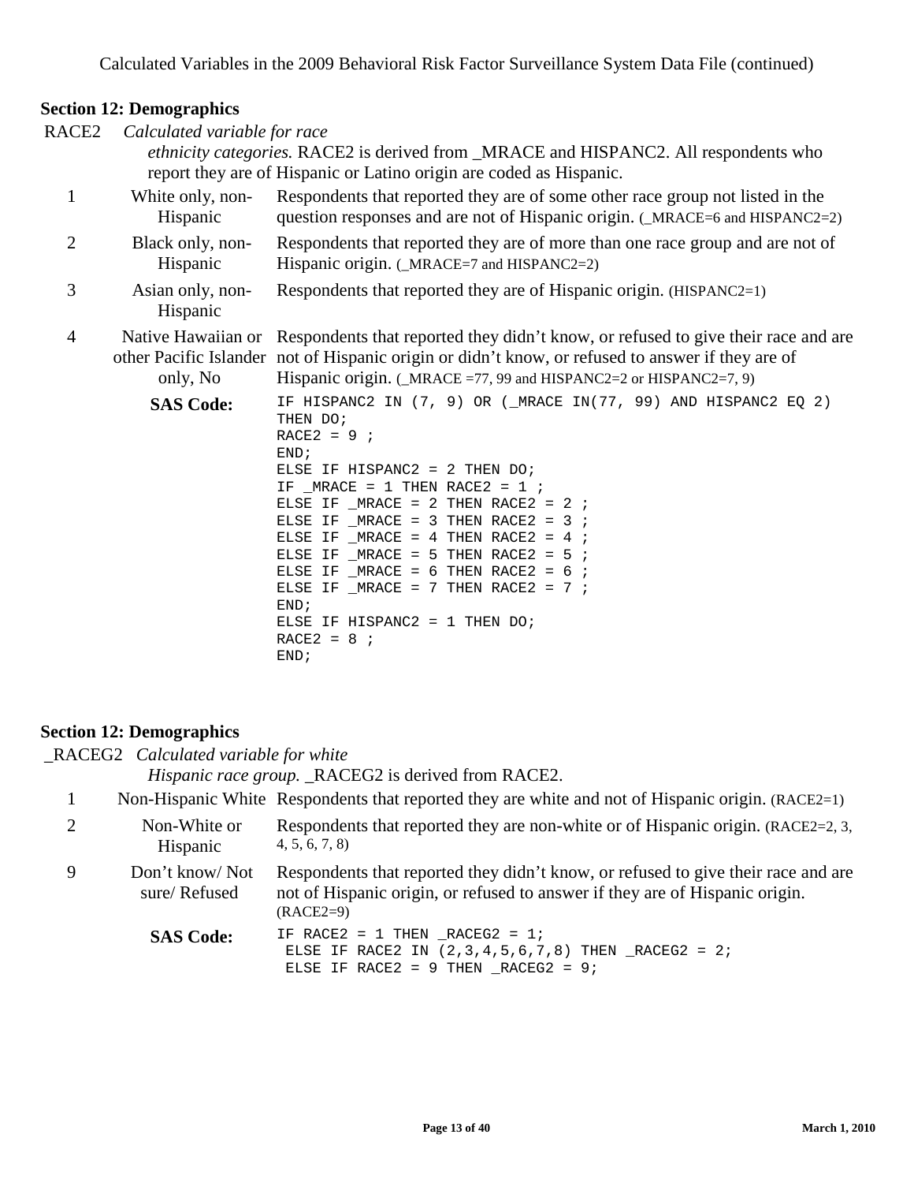Calculated Variables in the 2009 Behavioral Risk Factor Surveillance System Data File (continued)

## Section 12: Demographics

**RACE2** *Calculated variable for race ethnicity categories.* RACE2 is derived from _MRACE and HISPANC2. All respondents who report they are of Hispanic or Latino origin are coded as Hispanic.

| Value | Label | Description |
|---|---|---|
| 1 | White only, non-Hispanic | Respondents that reported they are of some other race group not listed in the question responses and are not of Hispanic origin. (_MRACE=6 and HISPANC2=2) |
| 2 | Black only, non-Hispanic | Respondents that reported they are of more than one race group and are not of Hispanic origin. (_MRACE=7 and HISPANC2=2) |
| 3 | Asian only, non-Hispanic | Respondents that reported they are of Hispanic origin. (HISPANC2=1) |
| 4 | Native Hawaiian or other Pacific Islander only, No | Respondents that reported they didn't know, or refused to give their race and are not of Hispanic origin or didn't know, or refused to answer if they are of Hispanic origin. (_MRACE =77, 99 and HISPANC2=2 or HISPANC2=7, 9) |

**SAS Code:**

```
IF HISPANC2 IN (7, 9) OR (_MRACE IN(77, 99) AND HISPANC2 EQ 2)
THEN DO;
RACE2 = 9 ;
END;
ELSE IF HISPANC2 = 2 THEN DO;
IF _MRACE = 1 THEN RACE2 = 1 ;
ELSE IF _MRACE = 2 THEN RACE2 = 2 ;
ELSE IF _MRACE = 3 THEN RACE2 = 3 ;
ELSE IF _MRACE = 4 THEN RACE2 = 4 ;
ELSE IF _MRACE = 5 THEN RACE2 = 5 ;
ELSE IF _MRACE = 6 THEN RACE2 = 6 ;
ELSE IF _MRACE = 7 THEN RACE2 = 7 ;
END;
ELSE IF HISPANC2 = 1 THEN DO;
RACE2 = 8 ;
END;
```

## Section 12: Demographics

**_RACEG2** *Calculated variable for white Hispanic race group.* _RACEG2 is derived from RACE2.

| Value | Label | Description |
|---|---|---|
| 1 | Non-Hispanic White | Respondents that reported they are white and not of Hispanic origin. (RACE2=1) |
| 2 | Non-White or Hispanic | Respondents that reported they are non-white or of Hispanic origin. (RACE2=2, 3, 4, 5, 6, 7, 8) |
| 9 | Don't know/ Not sure/ Refused | Respondents that reported they didn't know, or refused to give their race and are not of Hispanic origin, or refused to answer if they are of Hispanic origin. (RACE2=9) |

**SAS Code:**

```
IF RACE2 = 1 THEN _RACEG2 = 1;
 ELSE IF RACE2 IN (2,3,4,5,6,7,8) THEN _RACEG2 = 2;
 ELSE IF RACE2 = 9 THEN _RACEG2 = 9;
```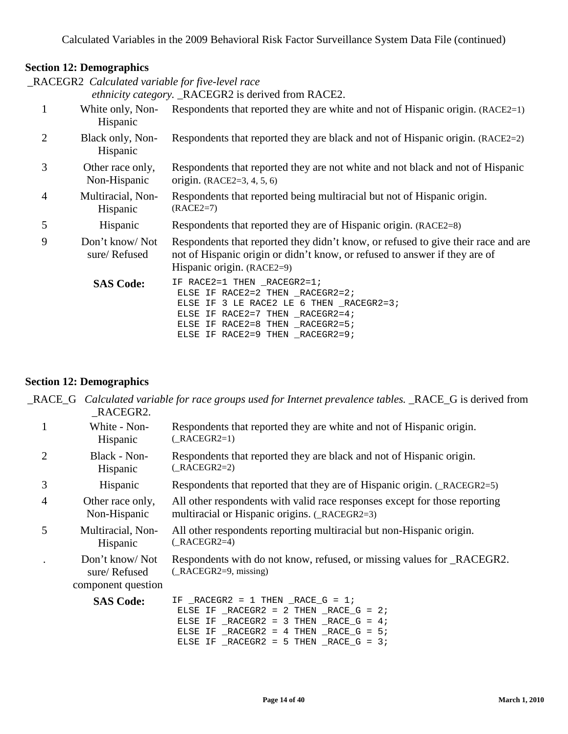## Section 12: Demographics

_RACEGR2 *Calculated variable for five-level race ethnicity category.* _RACEGR2 is derived from RACE2.

| Value | Label | Description |
|---|---|---|
| 1 | White only, Non-Hispanic | Respondents that reported they are white and not of Hispanic origin. (RACE2=1) |
| 2 | Black only, Non-Hispanic | Respondents that reported they are black and not of Hispanic origin. (RACE2=2) |
| 3 | Other race only, Non-Hispanic | Respondents that reported they are not white and not black and not of Hispanic origin. (RACE2=3, 4, 5, 6) |
| 4 | Multiracial, Non-Hispanic | Respondents that reported being multiracial but not of Hispanic origin. (RACE2=7) |
| 5 | Hispanic | Respondents that reported they are of Hispanic origin. (RACE2=8) |
| 9 | Don't know/ Not sure/ Refused | Respondents that reported they didn't know, or refused to give their race and are not of Hispanic origin or didn't know, or refused to answer if they are of Hispanic origin. (RACE2=9) |

**SAS Code:**

```
IF RACE2=1 THEN _RACEGR2=1;
 ELSE IF RACE2=2 THEN _RACEGR2=2;
 ELSE IF 3 LE RACE2 LE 6 THEN _RACEGR2=3;
 ELSE IF RACE2=7 THEN _RACEGR2=4;
 ELSE IF RACE2=8 THEN _RACEGR2=5;
 ELSE IF RACE2=9 THEN _RACEGR2=9;
```

## Section 12: Demographics

_RACE_G *Calculated variable for race groups used for Internet prevalence tables.* _RACE_G is derived from _RACEGR2.

| Value | Label | Description |
|---|---|---|
| 1 | White - Non-Hispanic | Respondents that reported they are white and not of Hispanic origin. (_RACEGR2=1) |
| 2 | Black - Non-Hispanic | Respondents that reported they are black and not of Hispanic origin. (_RACEGR2=2) |
| 3 | Hispanic | Respondents that reported that they are of Hispanic origin. (_RACEGR2=5) |
| 4 | Other race only, Non-Hispanic | All other respondents with valid race responses except for those reporting multiracial or Hispanic origins. (_RACEGR2=3) |
| 5 | Multiracial, Non-Hispanic | All other respondents reporting multiracial but non-Hispanic origin. (_RACEGR2=4) |
| . | Don't know/ Not sure/ Refused component question | Respondents with do not know, refused, or missing values for _RACEGR2. (_RACEGR2=9, missing) |

**SAS Code:**

```
IF _RACEGR2 = 1 THEN _RACE_G = 1;
 ELSE IF _RACEGR2 = 2 THEN _RACE_G = 2;
 ELSE IF _RACEGR2 = 3 THEN _RACE_G = 4;
 ELSE IF _RACEGR2 = 4 THEN _RACE_G = 5;
 ELSE IF _RACEGR2 = 5 THEN _RACE_G = 3;
```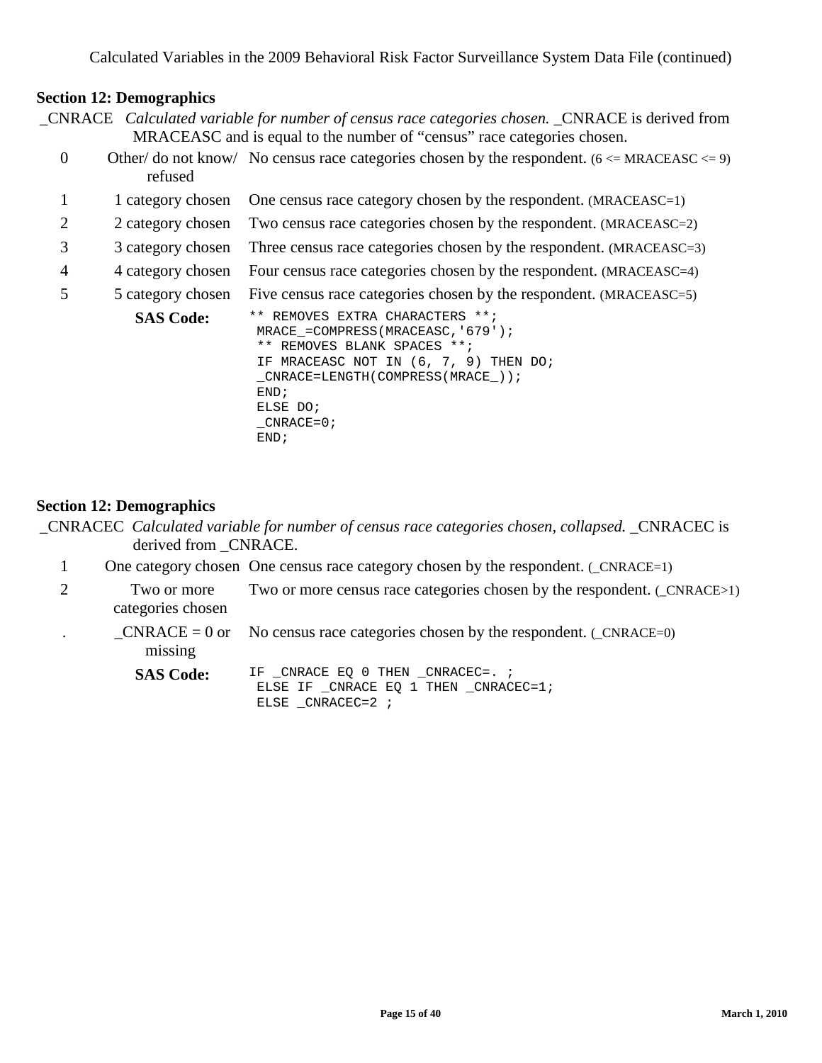## Section 12: Demographics

_CNRACE *Calculated variable for number of census race categories chosen.* _CNRACE is derived from MRACEASC and is equal to the number of “census” race categories chosen.

| Value | Label | Description |
|---|---|---|
| 0 | Other/ do not know/ refused | No census race categories chosen by the respondent. (6 <= MRACEASC <= 9) |
| 1 | 1 category chosen | One census race category chosen by the respondent. (MRACEASC=1) |
| 2 | 2 category chosen | Two census race categories chosen by the respondent. (MRACEASC=2) |
| 3 | 3 category chosen | Three census race categories chosen by the respondent. (MRACEASC=3) |
| 4 | 4 category chosen | Four census race categories chosen by the respondent. (MRACEASC=4) |
| 5 | 5 category chosen | Five census race categories chosen by the respondent. (MRACEASC=5) |

**SAS Code:**

```
** REMOVES EXTRA CHARACTERS **;
 MRACE_=COMPRESS(MRACEASC,'679');
 ** REMOVES BLANK SPACES **;
 IF MRACEASC NOT IN (6, 7, 9) THEN DO;
 _CNRACE=LENGTH(COMPRESS(MRACE_));
 END;
 ELSE DO;
 _CNRACE=0;
 END;
```

## Section 12: Demographics

_CNRACEC *Calculated variable for number of census race categories chosen, collapsed.* _CNRACEC is derived from _CNRACE.

| Value | Label | Description |
|---|---|---|
| 1 | One category chosen | One census race category chosen by the respondent. (_CNRACE=1) |
| 2 | Two or more categories chosen | Two or more census race categories chosen by the respondent. (_CNRACE>1) |
| . | _CNRACE = 0 or missing | No census race categories chosen by the respondent. (_CNRACE=0) |

**SAS Code:**

```
IF _CNRACE EQ 0 THEN _CNRACEC=. ;
 ELSE IF _CNRACE EQ 1 THEN _CNRACEC=1;
 ELSE _CNRACEC=2 ;
```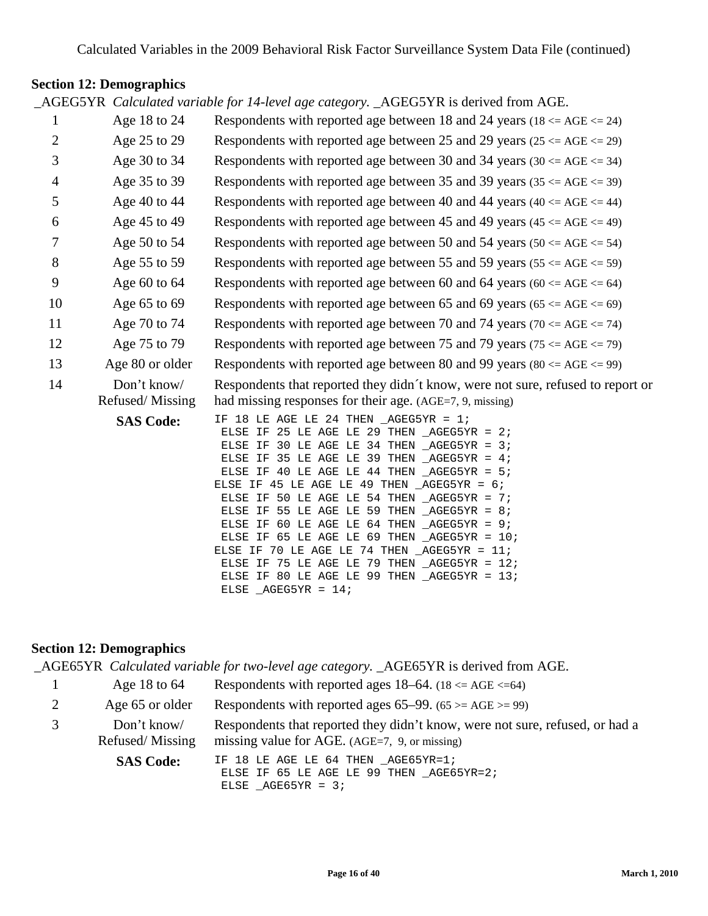Calculated Variables in the 2009 Behavioral Risk Factor Surveillance System Data File (continued)

## Section 12: Demographics

_AGEG5YR *Calculated variable for 14-level age category.* _AGEG5YR is derived from AGE.

| Value | Label | Description |
|---|---|---|
| 1 | Age 18 to 24 | Respondents with reported age between 18 and 24 years (18 <= AGE <= 24) |
| 2 | Age 25 to 29 | Respondents with reported age between 25 and 29 years (25 <= AGE <= 29) |
| 3 | Age 30 to 34 | Respondents with reported age between 30 and 34 years (30 <= AGE <= 34) |
| 4 | Age 35 to 39 | Respondents with reported age between 35 and 39 years (35 <= AGE <= 39) |
| 5 | Age 40 to 44 | Respondents with reported age between 40 and 44 years (40 <= AGE <= 44) |
| 6 | Age 45 to 49 | Respondents with reported age between 45 and 49 years (45 <= AGE <= 49) |
| 7 | Age 50 to 54 | Respondents with reported age between 50 and 54 years (50 <= AGE <= 54) |
| 8 | Age 55 to 59 | Respondents with reported age between 55 and 59 years (55 <= AGE <= 59) |
| 9 | Age 60 to 64 | Respondents with reported age between 60 and 64 years (60 <= AGE <= 64) |
| 10 | Age 65 to 69 | Respondents with reported age between 65 and 69 years (65 <= AGE <= 69) |
| 11 | Age 70 to 74 | Respondents with reported age between 70 and 74 years (70 <= AGE <= 74) |
| 12 | Age 75 to 79 | Respondents with reported age between 75 and 79 years (75 <= AGE <= 79) |
| 13 | Age 80 or older | Respondents with reported age between 80 and 99 years (80 <= AGE <= 99) |
| 14 | Don't know/ Refused/ Missing | Respondents that reported they didn´t know, were not sure, refused to report or had missing responses for their age. (AGE=7, 9, missing) |

**SAS Code:**

```
IF 18 LE AGE LE 24 THEN _AGEG5YR = 1;
 ELSE IF 25 LE AGE LE 29 THEN _AGEG5YR = 2;
 ELSE IF 30 LE AGE LE 34 THEN _AGEG5YR = 3;
 ELSE IF 35 LE AGE LE 39 THEN _AGEG5YR = 4;
 ELSE IF 40 LE AGE LE 44 THEN _AGEG5YR = 5;
ELSE IF 45 LE AGE LE 49 THEN _AGEG5YR = 6;
 ELSE IF 50 LE AGE LE 54 THEN _AGEG5YR = 7;
 ELSE IF 55 LE AGE LE 59 THEN _AGEG5YR = 8;
 ELSE IF 60 LE AGE LE 64 THEN _AGEG5YR = 9;
 ELSE IF 65 LE AGE LE 69 THEN _AGEG5YR = 10;
ELSE IF 70 LE AGE LE 74 THEN _AGEG5YR = 11;
 ELSE IF 75 LE AGE LE 79 THEN _AGEG5YR = 12;
 ELSE IF 80 LE AGE LE 99 THEN _AGEG5YR = 13;
 ELSE _AGEG5YR = 14;
```

## Section 12: Demographics

_AGE65YR *Calculated variable for two-level age category.* _AGE65YR is derived from AGE.

| Value | Label | Description |
|---|---|---|
| 1 | Age 18 to 64 | Respondents with reported ages 18–64. (18 <= AGE <=64) |
| 2 | Age 65 or older | Respondents with reported ages 65–99. (65 >= AGE >= 99) |
| 3 | Don't know/ Refused/ Missing | Respondents that reported they didn't know, were not sure, refused, or had a missing value for AGE. (AGE=7, 9, or missing) |

**SAS Code:**

```
IF 18 LE AGE LE 64 THEN _AGE65YR=1;
 ELSE IF 65 LE AGE LE 99 THEN _AGE65YR=2;
 ELSE _AGE65YR = 3;
```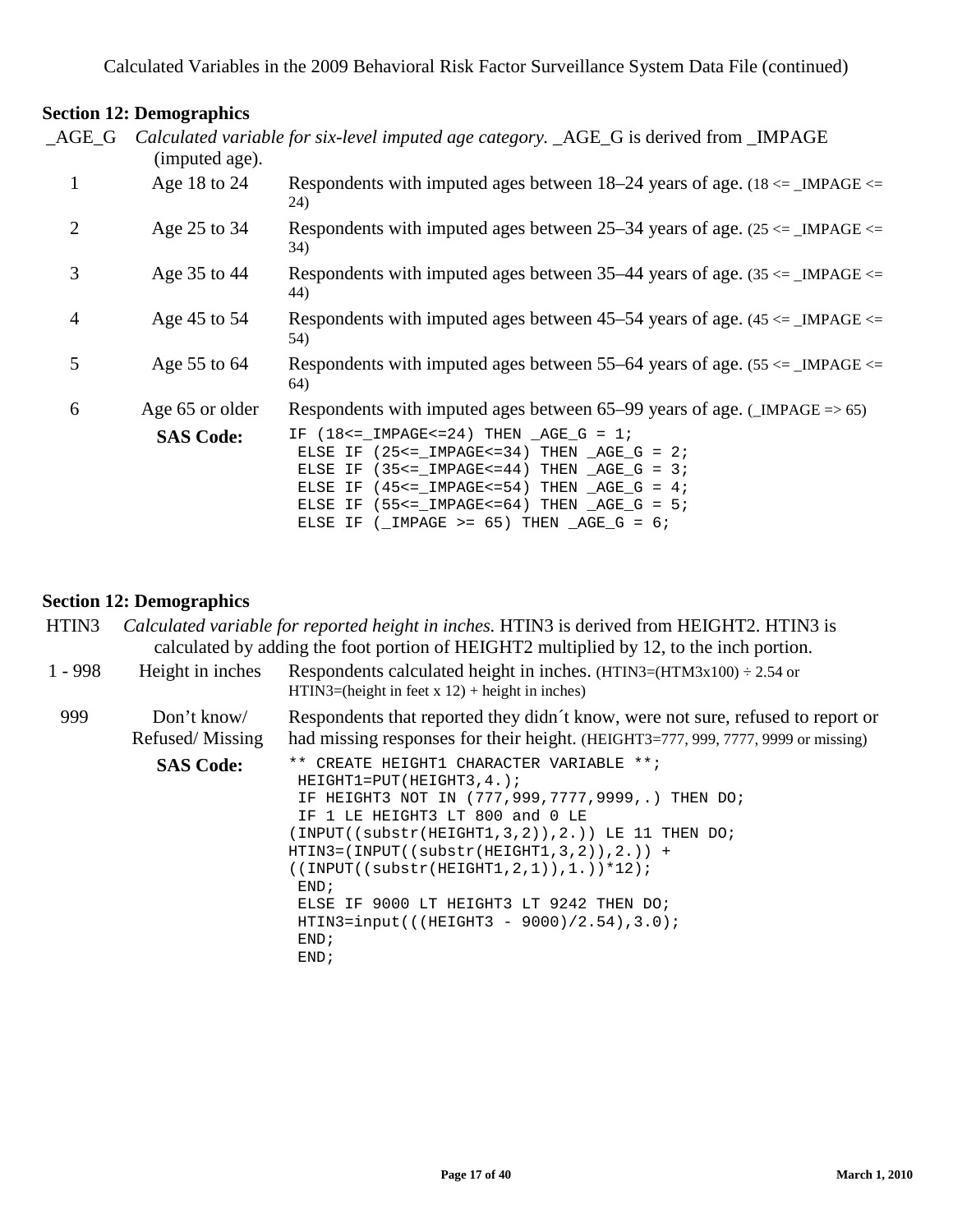## Section 12: Demographics

| | | |
|---|---|---|
| _AGE_G | *Calculated variable for six-level imputed age category.* _AGE_G is derived from _IMPAGE (imputed age). | |
| 1 | Age 18 to 24 | Respondents with imputed ages between 18–24 years of age. (18 <= _IMPAGE <= 24) |
| 2 | Age 25 to 34 | Respondents with imputed ages between 25–34 years of age. (25 <= _IMPAGE <= 34) |
| 3 | Age 35 to 44 | Respondents with imputed ages between 35–44 years of age. (35 <= _IMPAGE <= 44) |
| 4 | Age 45 to 54 | Respondents with imputed ages between 45–54 years of age. (45 <= _IMPAGE <= 54) |
| 5 | Age 55 to 64 | Respondents with imputed ages between 55–64 years of age. (55 <= _IMPAGE <= 64) |
| 6 | Age 65 or older | Respondents with imputed ages between 65–99 years of age. (_IMPAGE => 65) |

**SAS Code:**

```
IF (18<=_IMPAGE<=24) THEN _AGE_G = 1;
 ELSE IF (25<=_IMPAGE<=34) THEN _AGE_G = 2;
 ELSE IF (35<=_IMPAGE<=44) THEN _AGE_G = 3;
 ELSE IF (45<=_IMPAGE<=54) THEN _AGE_G = 4;
 ELSE IF (55<=_IMPAGE<=64) THEN _AGE_G = 5;
 ELSE IF (_IMPAGE >= 65) THEN _AGE_G = 6;
```

## Section 12: Demographics

| | | |
|---|---|---|
| HTIN3 | *Calculated variable for reported height in inches.* HTIN3 is derived from HEIGHT2. HTIN3 is calculated by adding the foot portion of HEIGHT2 multiplied by 12, to the inch portion. | |
| 1 - 998 | Height in inches | Respondents calculated height in inches. (HTIN3=(HTM3x100) ÷ 2.54 or HTIN3=(height in feet x 12) + height in inches) |
| 999 | Don't know/ Refused/ Missing | Respondents that reported they didn´t know, were not sure, refused to report or had missing responses for their height. (HEIGHT3=777, 999, 7777, 9999 or missing) |

**SAS Code:**

```
** CREATE HEIGHT1 CHARACTER VARIABLE **;
 HEIGHT1=PUT(HEIGHT3,4.);
 IF HEIGHT3 NOT IN (777,999,7777,9999,.) THEN DO;
 IF 1 LE HEIGHT3 LT 800 and 0 LE
(INPUT((substr(HEIGHT1,3,2)),2.)) LE 11 THEN DO;
HTIN3=(INPUT((substr(HEIGHT1,3,2)),2.)) +
((INPUT((substr(HEIGHT1,2,1)),1.))*12);
 END;
 ELSE IF 9000 LT HEIGHT3 LT 9242 THEN DO;
 HTIN3=input(((HEIGHT3 - 9000)/2.54),3.0);
 END;
 END;
```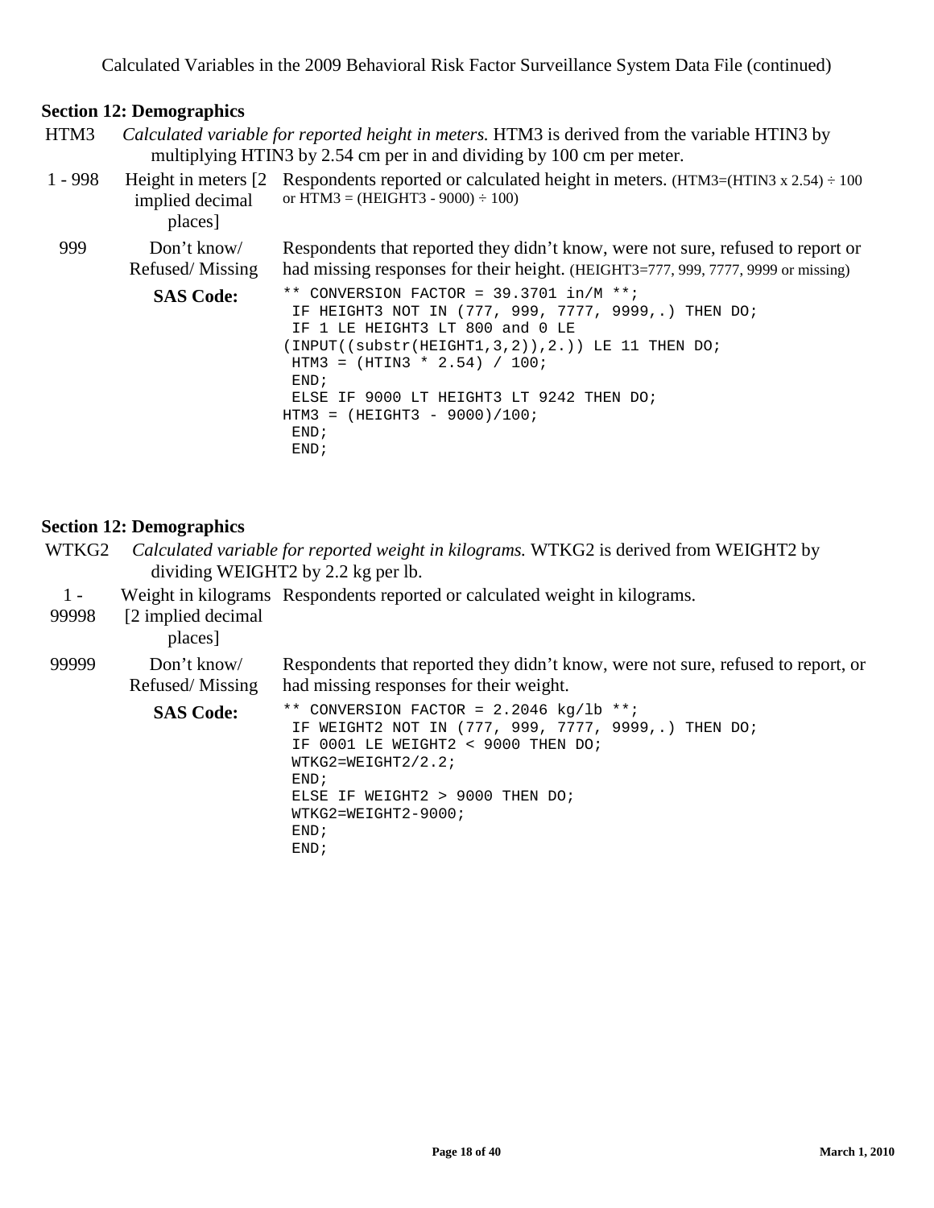## Section 12: Demographics

| | | |
|---|---|---|
| HTM3 | *Calculated variable for reported height in meters.* HTM3 is derived from the variable HTIN3 by multiplying HTIN3 by 2.54 cm per in and dividing by 100 cm per meter. | |
| 1 - 998 | Height in meters [2 implied decimal places] | Respondents reported or calculated height in meters. (HTM3=(HTIN3 x 2.54) ÷ 100 or HTM3 = (HEIGHT3 - 9000) ÷ 100) |
| 999 | Don't know/ Refused/ Missing | Respondents that reported they didn't know, were not sure, refused to report or had missing responses for their height. (HEIGHT3=777, 999, 7777, 9999 or missing) |

**SAS Code:**

```
** CONVERSION FACTOR = 39.3701 in/M **;
 IF HEIGHT3 NOT IN (777, 999, 7777, 9999,.) THEN DO;
 IF 1 LE HEIGHT3 LT 800 and 0 LE
(INPUT((substr(HEIGHT1,3,2)),2.)) LE 11 THEN DO;
 HTM3 = (HTIN3 * 2.54) / 100;
 END;
 ELSE IF 9000 LT HEIGHT3 LT 9242 THEN DO;
HTM3 = (HEIGHT3 - 9000)/100;
 END;
 END;
```

## Section 12: Demographics

| | | |
|---|---|---|
| WTKG2 | *Calculated variable for reported weight in kilograms.* WTKG2 is derived from WEIGHT2 by dividing WEIGHT2 by 2.2 kg per lb. | |
| 1 - 99998 | Weight in kilograms [2 implied decimal places] | Respondents reported or calculated weight in kilograms. |
| 99999 | Don't know/ Refused/ Missing | Respondents that reported they didn't know, were not sure, refused to report, or had missing responses for their weight. |

**SAS Code:**

```
** CONVERSION FACTOR = 2.2046 kg/lb **;
 IF WEIGHT2 NOT IN (777, 999, 7777, 9999,.) THEN DO;
 IF 0001 LE WEIGHT2 < 9000 THEN DO;
 WTKG2=WEIGHT2/2.2;
 END;
 ELSE IF WEIGHT2 > 9000 THEN DO;
 WTKG2=WEIGHT2-9000;
 END;
 END;
```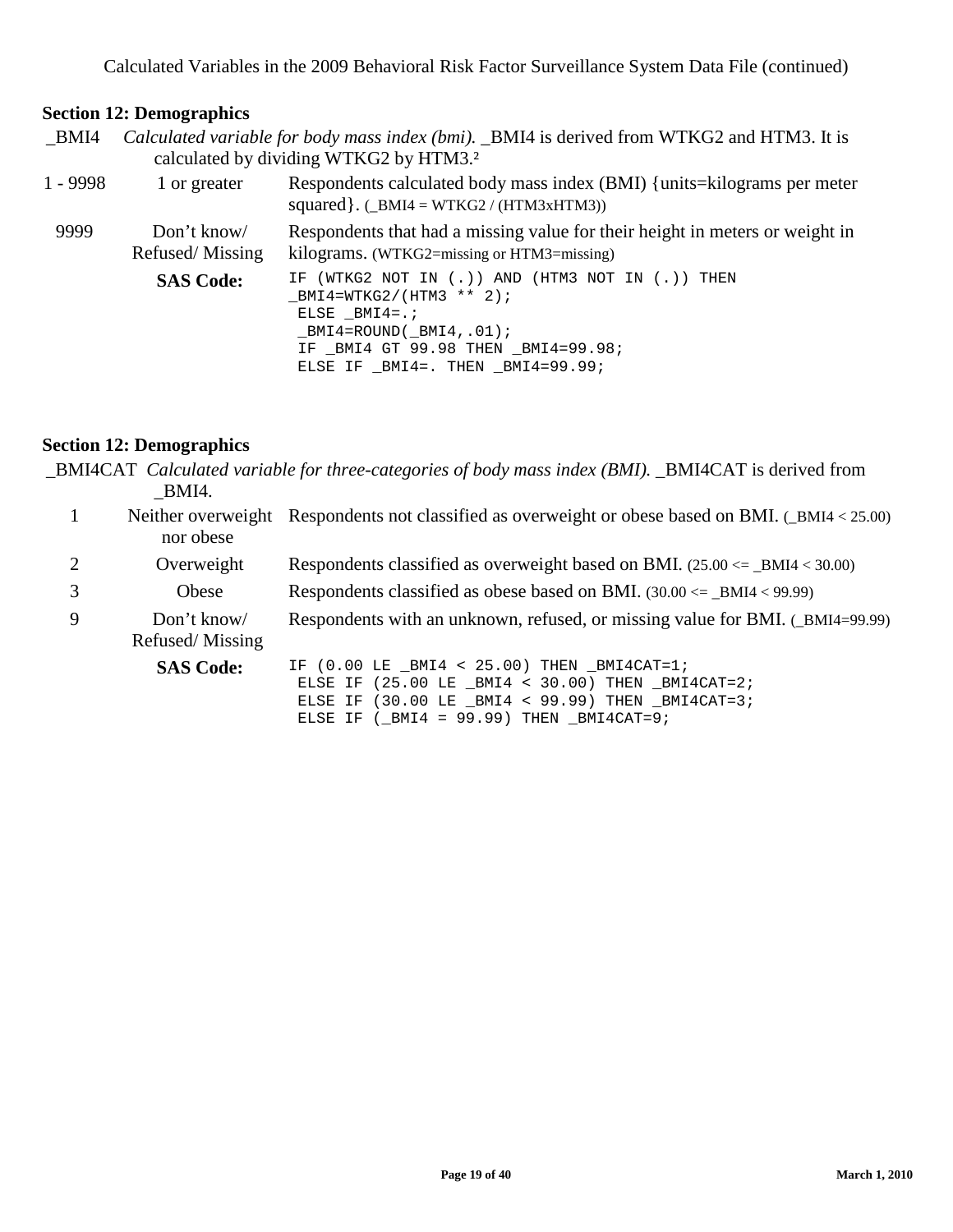**Section 12: Demographics**

_BMI4 *Calculated variable for body mass index (bmi).* _BMI4 is derived from WTKG2 and HTM3. It is calculated by dividing WTKG2 by HTM3.[2]

| Value | Value Label | Description |
| --- | --- | --- |
| 1 - 9998 | 1 or greater | Respondents calculated body mass index (BMI) {units=kilograms per meter squared}. (_BMI4 = WTKG2 / (HTM3xHTM3)) |
| 9999 | Don't know/ Refused/ Missing | Respondents that had a missing value for their height in meters or weight in kilograms. (WTKG2=missing or HTM3=missing) |

**SAS Code:**

```
IF (WTKG2 NOT IN (.)) AND (HTM3 NOT IN (.)) THEN
_BMI4=WTKG2/(HTM3 ** 2);
 ELSE _BMI4=.;
 _BMI4=ROUND(_BMI4,.01);
 IF _BMI4 GT 99.98 THEN _BMI4=99.98;
 ELSE IF _BMI4=. THEN _BMI4=99.99;
```

**Section 12: Demographics**

_BMI4CAT *Calculated variable for three-categories of body mass index (BMI).* _BMI4CAT is derived from _BMI4.

| Value | Value Label | Description |
| --- | --- | --- |
| 1 | Neither overweight nor obese | Respondents not classified as overweight or obese based on BMI. (_BMI4 < 25.00) |
| 2 | Overweight | Respondents classified as overweight based on BMI. (25.00 <= _BMI4 < 30.00) |
| 3 | Obese | Respondents classified as obese based on BMI. (30.00 <= _BMI4 < 99.99) |
| 9 | Don't know/ Refused/ Missing | Respondents with an unknown, refused, or missing value for BMI. (_BMI4=99.99) |

**SAS Code:**

```
IF (0.00 LE _BMI4 < 25.00) THEN _BMI4CAT=1;
 ELSE IF (25.00 LE _BMI4 < 30.00) THEN _BMI4CAT=2;
 ELSE IF (30.00 LE _BMI4 < 99.99) THEN _BMI4CAT=3;
 ELSE IF (_BMI4 = 99.99) THEN _BMI4CAT=9;
```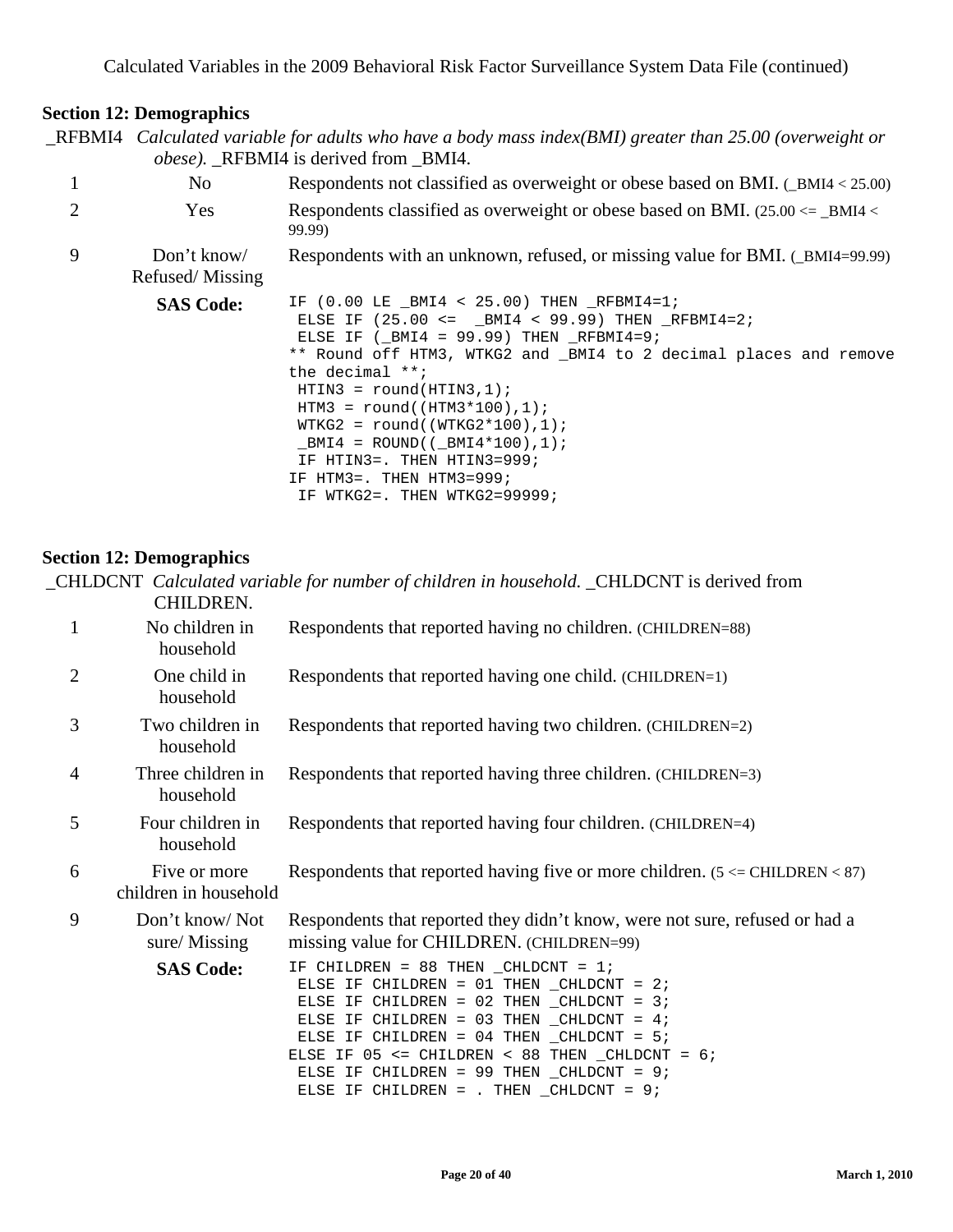## Section 12: Demographics

_RFBMI4 *Calculated variable for adults who have a body mass index(BMI) greater than 25.00 (overweight or obese).* _RFBMI4 is derived from _BMI4.

| Value | Label | Description |
|---|---|---|
| 1 | No | Respondents not classified as overweight or obese based on BMI. (_BMI4 < 25.00) |
| 2 | Yes | Respondents classified as overweight or obese based on BMI. (25.00 <= _BMI4 < 99.99) |
| 9 | Don't know/ Refused/ Missing | Respondents with an unknown, refused, or missing value for BMI. (_BMI4=99.99) |

**SAS Code:**

```
IF (0.00 LE _BMI4 < 25.00) THEN _RFBMI4=1;
 ELSE IF (25.00 <=  _BMI4 < 99.99) THEN _RFBMI4=2;
 ELSE IF (_BMI4 = 99.99) THEN _RFBMI4=9;
** Round off HTM3, WTKG2 and _BMI4 to 2 decimal places and remove the decimal **;
 HTIN3 = round(HTIN3,1);
 HTM3 = round((HTM3*100),1);
 WTKG2 = round((WTKG2*100),1);
 _BMI4 = ROUND((_BMI4*100),1);
 IF HTIN3=. THEN HTIN3=999;
IF HTM3=. THEN HTM3=999;
 IF WTKG2=. THEN WTKG2=99999;
```

## Section 12: Demographics

_CHLDCNT *Calculated variable for number of children in household.* _CHLDCNT is derived from CHILDREN.

| Value | Label | Description |
|---|---|---|
| 1 | No children in household | Respondents that reported having no children. (CHILDREN=88) |
| 2 | One child in household | Respondents that reported having one child. (CHILDREN=1) |
| 3 | Two children in household | Respondents that reported having two children. (CHILDREN=2) |
| 4 | Three children in household | Respondents that reported having three children. (CHILDREN=3) |
| 5 | Four children in household | Respondents that reported having four children. (CHILDREN=4) |
| 6 | Five or more children in household | Respondents that reported having five or more children. (5 <= CHILDREN < 87) |
| 9 | Don't know/ Not sure/ Missing | Respondents that reported they didn't know, were not sure, refused or had a missing value for CHILDREN. (CHILDREN=99) |

**SAS Code:**

```
IF CHILDREN = 88 THEN _CHLDCNT = 1;
 ELSE IF CHILDREN = 01 THEN _CHLDCNT = 2;
 ELSE IF CHILDREN = 02 THEN _CHLDCNT = 3;
 ELSE IF CHILDREN = 03 THEN _CHLDCNT = 4;
 ELSE IF CHILDREN = 04 THEN _CHLDCNT = 5;
ELSE IF 05 <= CHILDREN < 88 THEN _CHLDCNT = 6;
 ELSE IF CHILDREN = 99 THEN _CHLDCNT = 9;
 ELSE IF CHILDREN = . THEN _CHLDCNT = 9;
```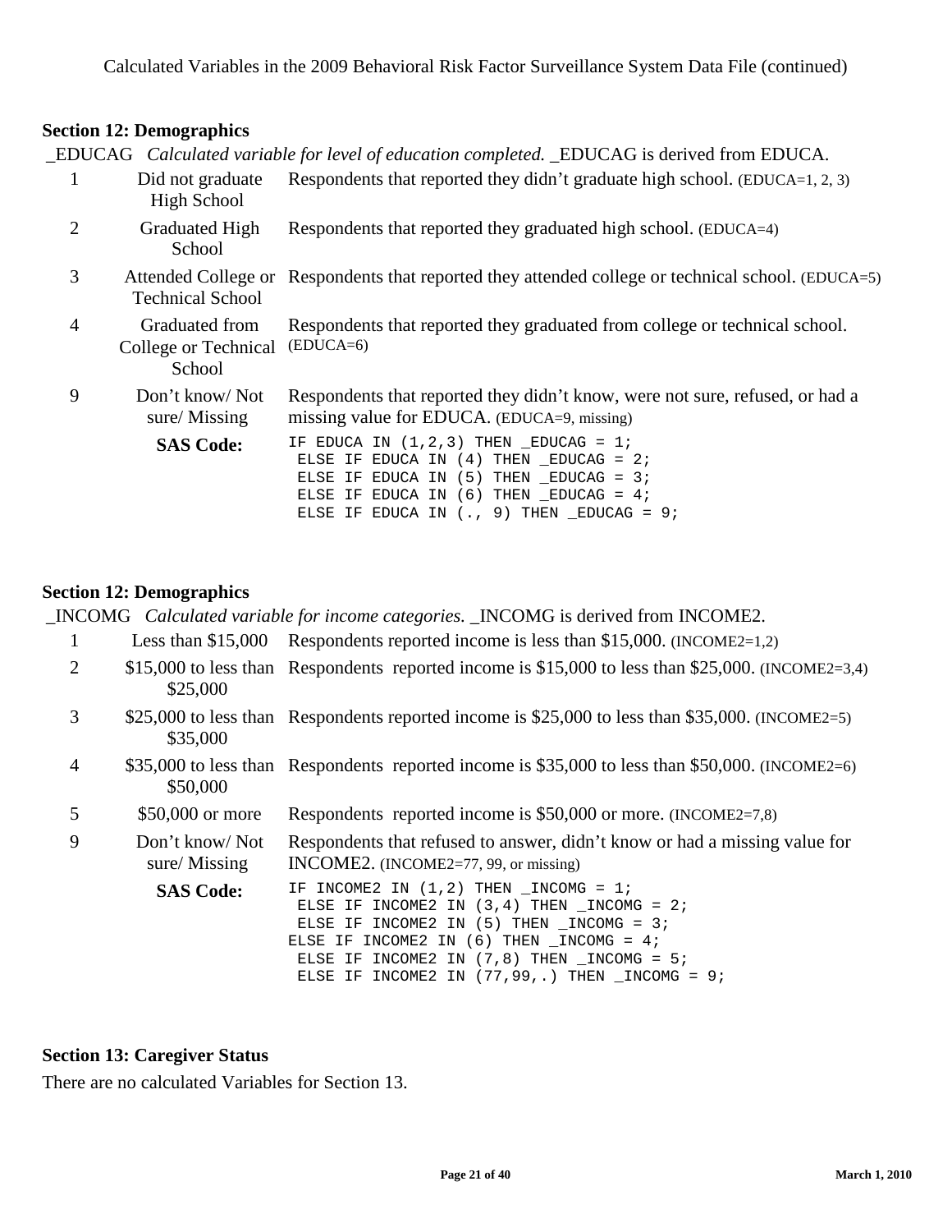## Section 12: Demographics

_EDUCAG *Calculated variable for level of education completed.* _EDUCAG is derived from EDUCA.

| Value | Label | Description |
|---|---|---|
| 1 | Did not graduate High School | Respondents that reported they didn't graduate high school. (EDUCA=1, 2, 3) |
| 2 | Graduated High School | Respondents that reported they graduated high school. (EDUCA=4) |
| 3 | Attended College or Technical School | Respondents that reported they attended college or technical school. (EDUCA=5) |
| 4 | Graduated from College or Technical School | Respondents that reported they graduated from college or technical school. (EDUCA=6) |
| 9 | Don't know/ Not sure/ Missing | Respondents that reported they didn't know, were not sure, refused, or had a missing value for EDUCA. (EDUCA=9, missing) |

**SAS Code:**

```
IF EDUCA IN (1,2,3) THEN _EDUCAG = 1;
 ELSE IF EDUCA IN (4) THEN _EDUCAG = 2;
 ELSE IF EDUCA IN (5) THEN _EDUCAG = 3;
 ELSE IF EDUCA IN (6) THEN _EDUCAG = 4;
 ELSE IF EDUCA IN (., 9) THEN _EDUCAG = 9;
```

## Section 12: Demographics

_INCOMG *Calculated variable for income categories.* _INCOMG is derived from INCOME2.

| Value | Label | Description |
|---|---|---|
| 1 | Less than $15,000 | Respondents reported income is less than $15,000. (INCOME2=1,2) |
| 2 | $15,000 to less than $25,000 | Respondents reported income is $15,000 to less than $25,000. (INCOME2=3,4) |
| 3 | $25,000 to less than $35,000 | Respondents reported income is $25,000 to less than $35,000. (INCOME2=5) |
| 4 | $35,000 to less than $50,000 | Respondents reported income is $35,000 to less than $50,000. (INCOME2=6) |
| 5 | $50,000 or more | Respondents reported income is $50,000 or more. (INCOME2=7,8) |
| 9 | Don't know/ Not sure/ Missing | Respondents that refused to answer, didn't know or had a missing value for INCOME2. (INCOME2=77, 99, or missing) |

**SAS Code:**

```
IF INCOME2 IN (1,2) THEN _INCOMG = 1;
 ELSE IF INCOME2 IN (3,4) THEN _INCOMG = 2;
 ELSE IF INCOME2 IN (5) THEN _INCOMG = 3;
ELSE IF INCOME2 IN (6) THEN _INCOMG = 4;
 ELSE IF INCOME2 IN (7,8) THEN _INCOMG = 5;
 ELSE IF INCOME2 IN (77,99,.) THEN _INCOMG = 9;
```

## Section 13: Caregiver Status

There are no calculated Variables for Section 13.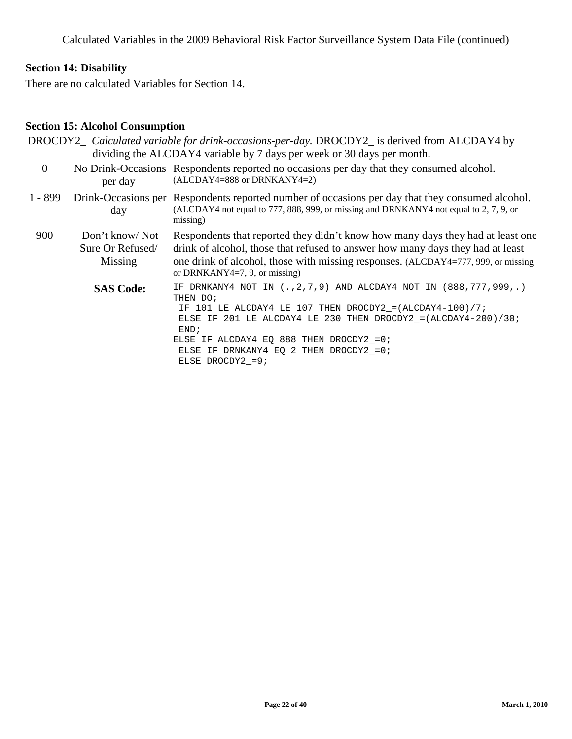Calculated Variables in the 2009 Behavioral Risk Factor Surveillance System Data File (continued)

## Section 14: Disability

There are no calculated Variables for Section 14.

## Section 15: Alcohol Consumption

DROCDY2_ *Calculated variable for drink-occasions-per-day.* DROCDY2_ is derived from ALCDAY4 by dividing the ALCDAY4 variable by 7 days per week or 30 days per month.

| Value | Label | Description |
|---|---|---|
| 0 | No Drink-Occasions per day | Respondents reported no occasions per day that they consumed alcohol. (ALCDAY4=888 or DRNKANY4=2) |
| 1 - 899 | Drink-Occasions per day | Respondents reported number of occasions per day that they consumed alcohol. (ALCDAY4 not equal to 777, 888, 999, or missing and DRNKANY4 not equal to 2, 7, 9, or missing) |
| 900 | Don't know/ Not Sure Or Refused/ Missing | Respondents that reported they didn't know how many days they had at least one drink of alcohol, those that refused to answer how many days they had at least one drink of alcohol, those with missing responses. (ALCDAY4=777, 999, or missing or DRNKANY4=7, 9, or missing) |

**SAS Code:**

```
IF DRNKANY4 NOT IN (.,2,7,9) AND ALCDAY4 NOT IN (888,777,999,.)
THEN DO;
 IF 101 LE ALCDAY4 LE 107 THEN DROCDY2_=(ALCDAY4-100)/7;
 ELSE IF 201 LE ALCDAY4 LE 230 THEN DROCDY2_=(ALCDAY4-200)/30;
 END;
ELSE IF ALCDAY4 EQ 888 THEN DROCDY2_=0;
 ELSE IF DRNKANY4 EQ 2 THEN DROCDY2_=0;
 ELSE DROCDY2_=9;
```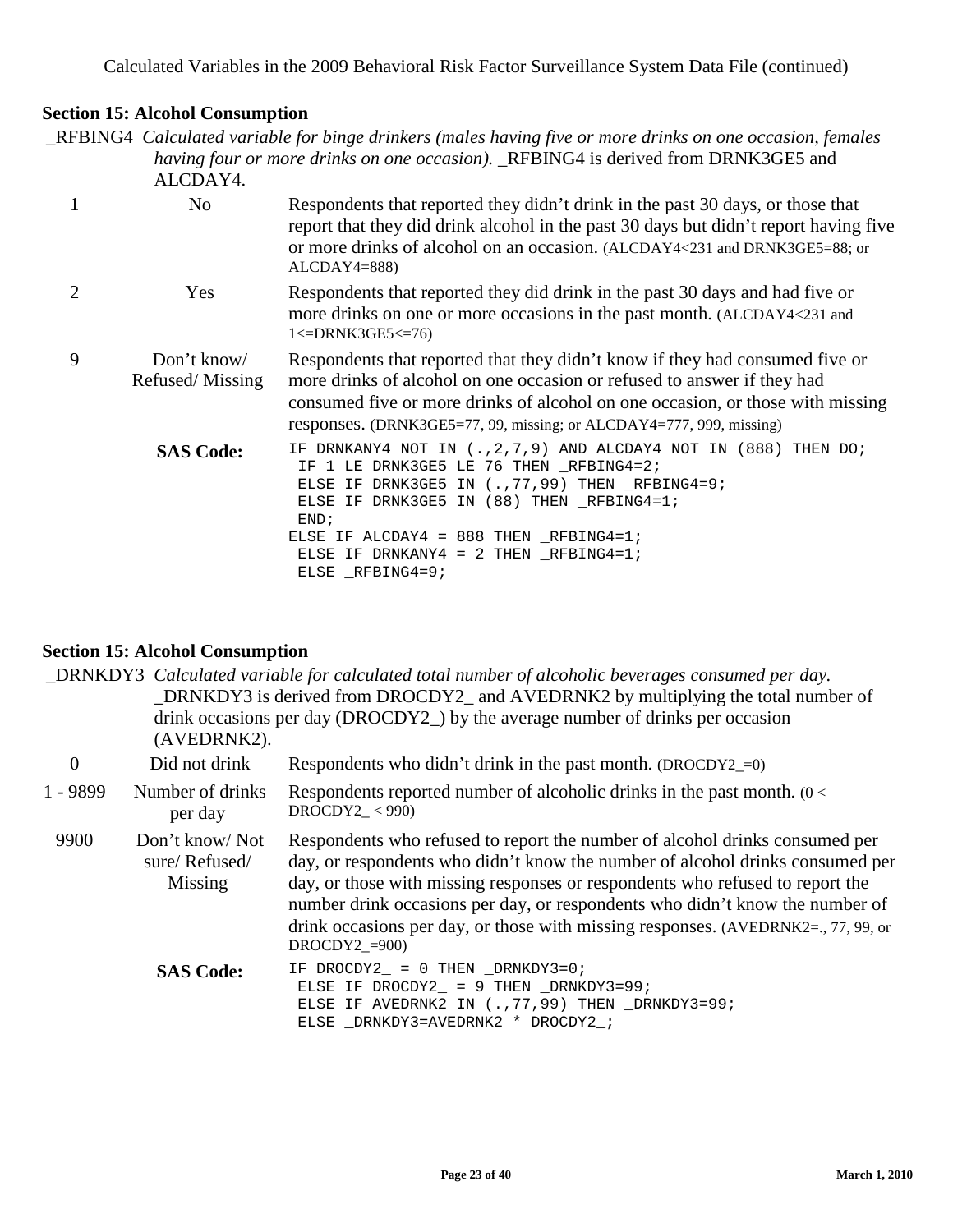## Section 15: Alcohol Consumption

**_RFBING4** *Calculated variable for binge drinkers (males having five or more drinks on one occasion, females having four or more drinks on one occasion).* _RFBING4 is derived from DRNK3GE5 and ALCDAY4.

| Value | Label | Description |
|---|---|---|
| 1 | No | Respondents that reported they didn't drink in the past 30 days, or those that report that they did drink alcohol in the past 30 days but didn't report having five or more drinks of alcohol on an occasion. (ALCDAY4<231 and DRNK3GE5=88; or ALCDAY4=888) |
| 2 | Yes | Respondents that reported they did drink in the past 30 days and had five or more drinks on one or more occasions in the past month. (ALCDAY4<231 and 1<=DRNK3GE5<=76) |
| 9 | Don't know/ Refused/ Missing | Respondents that reported that they didn't know if they had consumed five or more drinks of alcohol on one occasion or refused to answer if they had consumed five or more drinks of alcohol on one occasion, or those with missing responses. (DRNK3GE5=77, 99, missing; or ALCDAY4=777, 999, missing) |

**SAS Code:**

```
IF DRNKANY4 NOT IN (.,2,7,9) AND ALCDAY4 NOT IN (888) THEN DO;
 IF 1 LE DRNK3GE5 LE 76 THEN _RFBING4=2;
 ELSE IF DRNK3GE5 IN (.,77,99) THEN _RFBING4=9;
 ELSE IF DRNK3GE5 IN (88) THEN _RFBING4=1;
 END;
ELSE IF ALCDAY4 = 888 THEN _RFBING4=1;
 ELSE IF DRNKANY4 = 2 THEN _RFBING4=1;
 ELSE _RFBING4=9;
```

## Section 15: Alcohol Consumption

**_DRNKDY3** *Calculated variable for calculated total number of alcoholic beverages consumed per day.* _DRNKDY3 is derived from DROCDY2_ and AVEDRNK2 by multiplying the total number of drink occasions per day (DROCDY2_) by the average number of drinks per occasion (AVEDRNK2).

| Value | Label | Description |
|---|---|---|
| 0 | Did not drink | Respondents who didn't drink in the past month. (DROCDY2_=0) |
| 1 - 9899 | Number of drinks per day | Respondents reported number of alcoholic drinks in the past month. (0 < DROCDY2_ < 990) |
| 9900 | Don't know/ Not sure/ Refused/ Missing | Respondents who refused to report the number of alcohol drinks consumed per day, or respondents who didn't know the number of alcohol drinks consumed per day, or those with missing responses or respondents who refused to report the number drink occasions per day, or respondents who didn't know the number of drink occasions per day, or those with missing responses. (AVEDRNK2=., 77, 99, or DROCDY2_=900) |

**SAS Code:**

```
IF DROCDY2_ = 0 THEN _DRNKDY3=0;
 ELSE IF DROCDY2_ = 9 THEN _DRNKDY3=99;
 ELSE IF AVEDRNK2 IN (.,77,99) THEN _DRNKDY3=99;
 ELSE _DRNKDY3=AVEDRNK2 * DROCDY2_;
```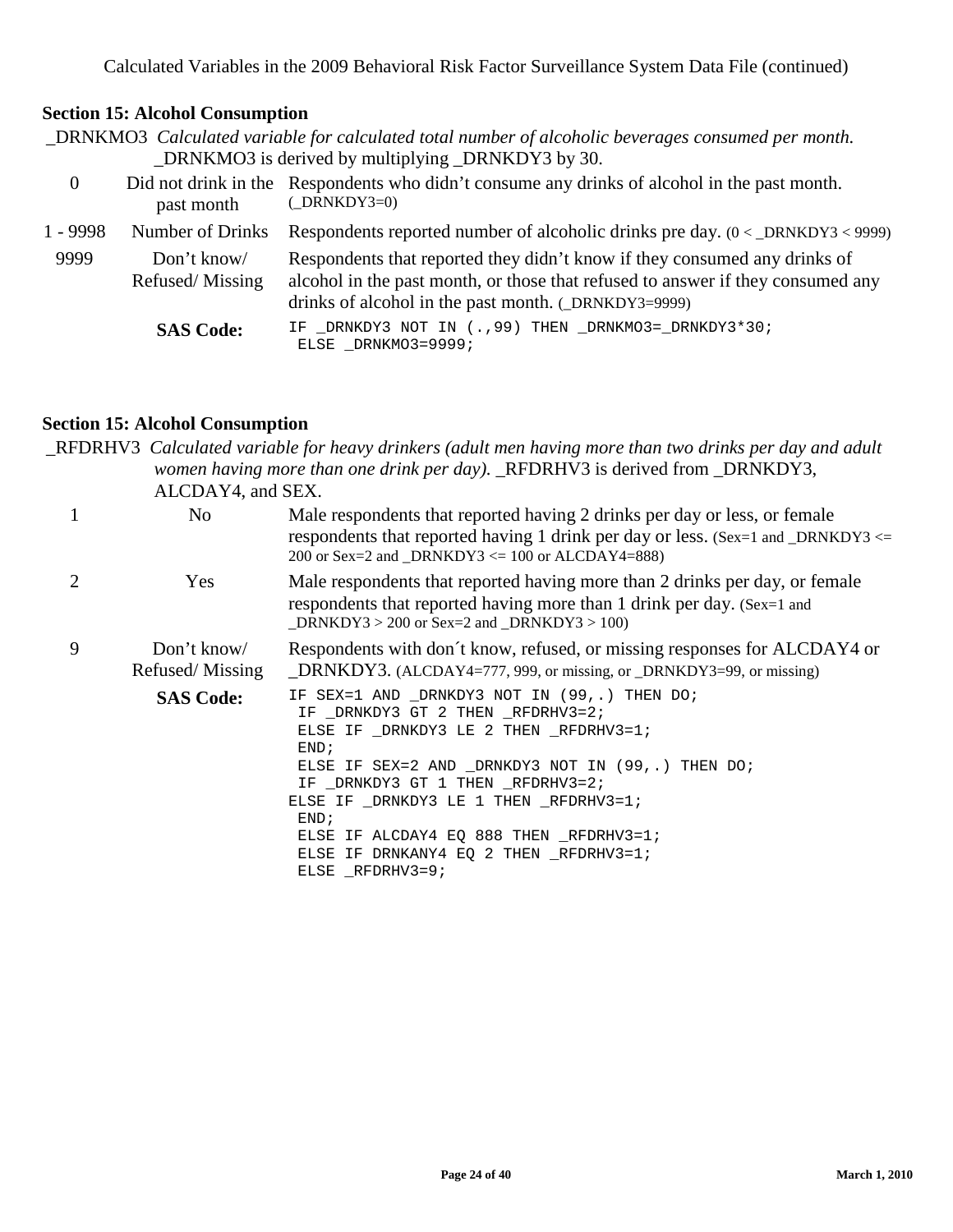## Section 15: Alcohol Consumption

_DRNKMO3 *Calculated variable for calculated total number of alcoholic beverages consumed per month.* _DRNKMO3 is derived by multiplying _DRNKDY3 by 30.

| Value | Label | Description |
| --- | --- | --- |
| 0 | Did not drink in the past month | Respondents who didn't consume any drinks of alcohol in the past month. (_DRNKDY3=0) |
| 1 - 9998 | Number of Drinks | Respondents reported number of alcoholic drinks pre day. (0 < _DRNKDY3 < 9999) |
| 9999 | Don't know/ Refused/ Missing | Respondents that reported they didn't know if they consumed any drinks of alcohol in the past month, or those that refused to answer if they consumed any drinks of alcohol in the past month. (_DRNKDY3=9999) |

**SAS Code:**

```
IF _DRNKDY3 NOT IN (.,99) THEN _DRNKMO3=_DRNKDY3*30;
 ELSE _DRNKMO3=9999;
```

## Section 15: Alcohol Consumption

_RFDRHV3 *Calculated variable for heavy drinkers (adult men having more than two drinks per day and adult women having more than one drink per day).* _RFDRHV3 is derived from _DRNKDY3, ALCDAY4, and SEX.

| Value | Label | Description |
| --- | --- | --- |
| 1 | No | Male respondents that reported having 2 drinks per day or less, or female respondents that reported having 1 drink per day or less. (Sex=1 and _DRNKDY3 <= 200 or Sex=2 and _DRNKDY3 <= 100 or ALCDAY4=888) |
| 2 | Yes | Male respondents that reported having more than 2 drinks per day, or female respondents that reported having more than 1 drink per day. (Sex=1 and _DRNKDY3 > 200 or Sex=2 and _DRNKDY3 > 100) |
| 9 | Don't know/ Refused/ Missing | Respondents with don´t know, refused, or missing responses for ALCDAY4 or _DRNKDY3. (ALCDAY4=777, 999, or missing, or _DRNKDY3=99, or missing) |

**SAS Code:**

```
IF SEX=1 AND _DRNKDY3 NOT IN (99,.) THEN DO;
 IF _DRNKDY3 GT 2 THEN _RFDRHV3=2;
 ELSE IF _DRNKDY3 LE 2 THEN _RFDRHV3=1;
 END;
 ELSE IF SEX=2 AND _DRNKDY3 NOT IN (99,.) THEN DO;
 IF _DRNKDY3 GT 1 THEN _RFDRHV3=2;
ELSE IF _DRNKDY3 LE 1 THEN _RFDRHV3=1;
 END;
 ELSE IF ALCDAY4 EQ 888 THEN _RFDRHV3=1;
 ELSE IF DRNKANY4 EQ 2 THEN _RFDRHV3=1;
 ELSE _RFDRHV3=9;
```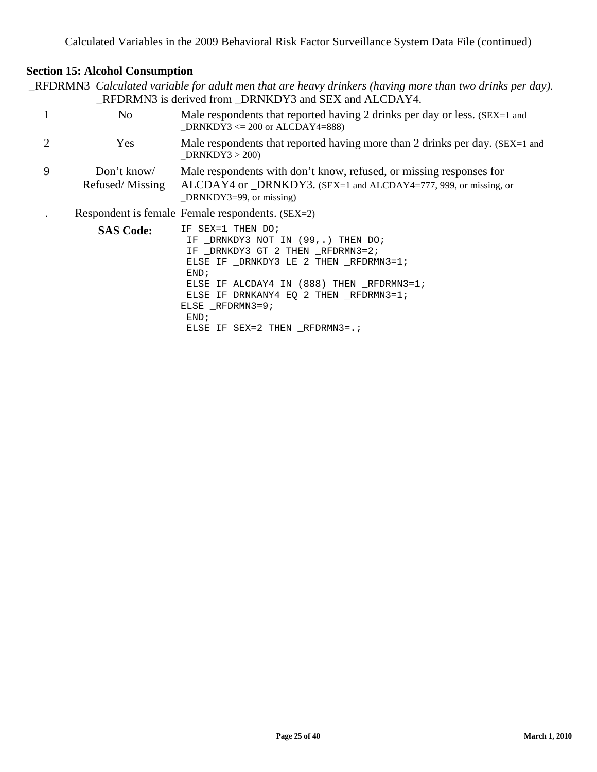## Section 15: Alcohol Consumption

_RFDRMN3 *Calculated variable for adult men that are heavy drinkers (having more than two drinks per day).* _RFDRMN3 is derived from _DRNKDY3 and SEX and ALCDAY4.

| Value | Label | Description |
|---|---|---|
| 1 | No | Male respondents that reported having 2 drinks per day or less. (SEX=1 and _DRNKDY3 <= 200 or ALCDAY4=888) |
| 2 | Yes | Male respondents that reported having more than 2 drinks per day. (SEX=1 and _DRNKDY3 > 200) |
| 9 | Don't know/ Refused/ Missing | Male respondents with don't know, refused, or missing responses for ALCDAY4 or _DRNKDY3. (SEX=1 and ALCDAY4=777, 999, or missing, or _DRNKDY3=99, or missing) |
| . | Respondent is female | Female respondents. (SEX=2) |

**SAS Code:**

```
IF SEX=1 THEN DO;
 IF _DRNKDY3 NOT IN (99,.) THEN DO;
 IF _DRNKDY3 GT 2 THEN _RFDRMN3=2;
 ELSE IF _DRNKDY3 LE 2 THEN _RFDRMN3=1;
 END;
 ELSE IF ALCDAY4 IN (888) THEN _RFDRMN3=1;
 ELSE IF DRNKANY4 EQ 2 THEN _RFDRMN3=1;
ELSE _RFDRMN3=9;
 END;
 ELSE IF SEX=2 THEN _RFDRMN3=.;
```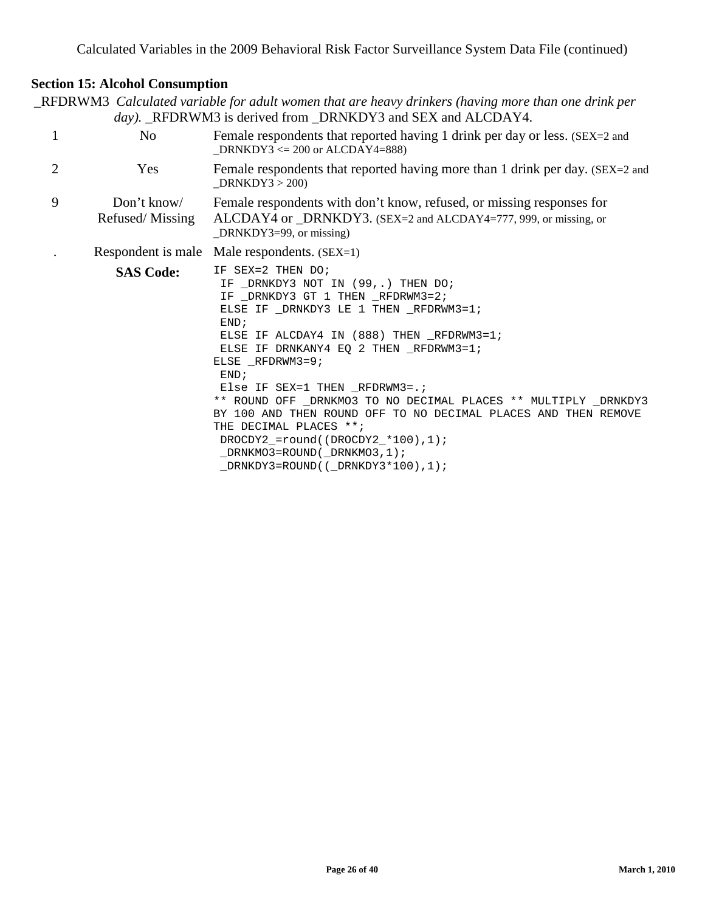## Section 15: Alcohol Consumption

_RFDRWM3 *Calculated variable for adult women that are heavy drinkers (having more than one drink per day).* _RFDRWM3 is derived from _DRNKDY3 and SEX and ALCDAY4.

| Value | Label | Description |
|---|---|---|
| 1 | No | Female respondents that reported having 1 drink per day or less. (SEX=2 and _DRNKDY3 <= 200 or ALCDAY4=888) |
| 2 | Yes | Female respondents that reported having more than 1 drink per day. (SEX=2 and _DRNKDY3 > 200) |
| 9 | Don't know/ Refused/ Missing | Female respondents with don't know, refused, or missing responses for ALCDAY4 or _DRNKDY3. (SEX=2 and ALCDAY4=777, 999, or missing, or _DRNKDY3=99, or missing) |
| . | Respondent is male | Male respondents. (SEX=1) |

**SAS Code:**

```
IF SEX=2 THEN DO;
 IF _DRNKDY3 NOT IN (99,.) THEN DO;
 IF _DRNKDY3 GT 1 THEN _RFDRWM3=2;
 ELSE IF _DRNKDY3 LE 1 THEN _RFDRWM3=1;
 END;
 ELSE IF ALCDAY4 IN (888) THEN _RFDRWM3=1;
 ELSE IF DRNKANY4 EQ 2 THEN _RFDRWM3=1;
ELSE _RFDRWM3=9;
 END;
 Else IF SEX=1 THEN _RFDRWM3=.;
** ROUND OFF _DRNKMO3 TO NO DECIMAL PLACES ** MULTIPLY _DRNKDY3
BY 100 AND THEN ROUND OFF TO NO DECIMAL PLACES AND THEN REMOVE
THE DECIMAL PLACES **;
 DROCDY2_=round((DROCDY2_*100),1);
 _DRNKMO3=ROUND(_DRNKMO3,1);
 _DRNKDY3=ROUND((_DRNKDY3*100),1);
```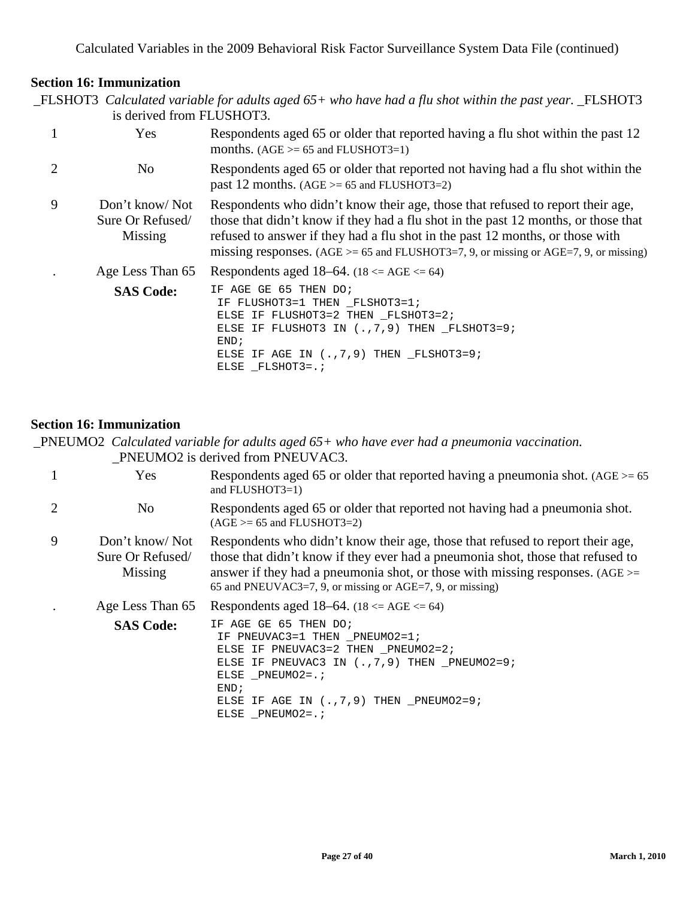## Section 16: Immunization

_FLSHOT3 *Calculated variable for adults aged 65+ who have had a flu shot within the past year.* _FLSHOT3 is derived from FLUSHOT3.

| | | |
|---|---|---|
| 1 | Yes | Respondents aged 65 or older that reported having a flu shot within the past 12 months. (AGE >= 65 and FLUSHOT3=1) |
| 2 | No | Respondents aged 65 or older that reported not having had a flu shot within the past 12 months. (AGE >= 65 and FLUSHOT3=2) |
| 9 | Don't know/ Not Sure Or Refused/ Missing | Respondents who didn't know their age, those that refused to report their age, those that didn't know if they had a flu shot in the past 12 months, or those that refused to answer if they had a flu shot in the past 12 months, or those with missing responses. (AGE >= 65 and FLUSHOT3=7, 9, or missing or AGE=7, 9, or missing) |
| . | Age Less Than 65 | Respondents aged 18–64. (18 <= AGE <= 64) |

**SAS Code:**

```
IF AGE GE 65 THEN DO;
 IF FLUSHOT3=1 THEN _FLSHOT3=1;
 ELSE IF FLUSHOT3=2 THEN _FLSHOT3=2;
 ELSE IF FLUSHOT3 IN (.,7,9) THEN _FLSHOT3=9;
 END;
 ELSE IF AGE IN (.,7,9) THEN _FLSHOT3=9;
 ELSE _FLSHOT3=.;
```

## Section 16: Immunization

_PNEUMO2 *Calculated variable for adults aged 65+ who have ever had a pneumonia vaccination.* _PNEUMO2 is derived from PNEUVAC3.

| | | |
|---|---|---|
| 1 | Yes | Respondents aged 65 or older that reported having a pneumonia shot. (AGE >= 65 and FLUSHOT3=1) |
| 2 | No | Respondents aged 65 or older that reported not having had a pneumonia shot. (AGE >= 65 and FLUSHOT3=2) |
| 9 | Don't know/ Not Sure Or Refused/ Missing | Respondents who didn't know their age, those that refused to report their age, those that didn't know if they ever had a pneumonia shot, those that refused to answer if they had a pneumonia shot, or those with missing responses. (AGE >= 65 and PNEUVAC3=7, 9, or missing or AGE=7, 9, or missing) |
| . | Age Less Than 65 | Respondents aged 18–64. (18 <= AGE <= 64) |

**SAS Code:**

```
IF AGE GE 65 THEN DO;
 IF PNEUVAC3=1 THEN _PNEUMO2=1;
 ELSE IF PNEUVAC3=2 THEN _PNEUMO2=2;
 ELSE IF PNEUVAC3 IN (.,7,9) THEN _PNEUMO2=9;
 ELSE _PNEUMO2=.;
 END;
 ELSE IF AGE IN (.,7,9) THEN _PNEUMO2=9;
 ELSE _PNEUMO2=.;
```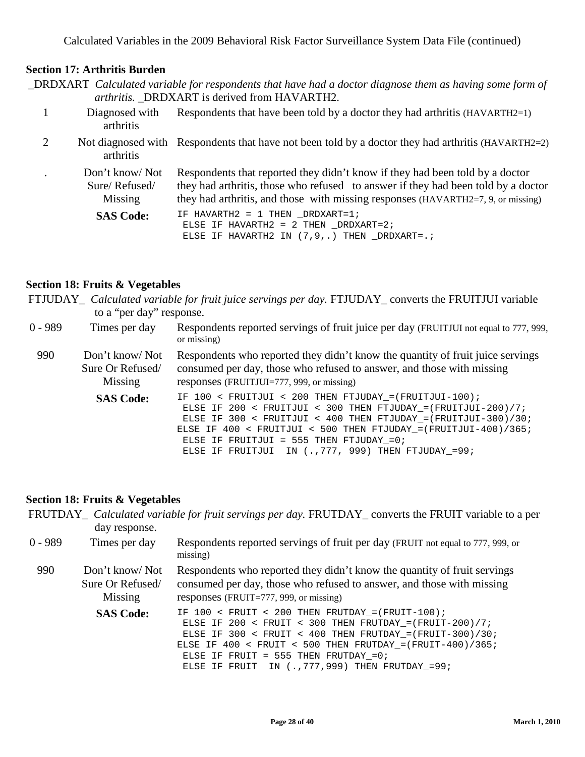## Section 17: Arthritis Burden

_DRDXART *Calculated variable for respondents that have had a doctor diagnose them as having some form of arthritis.* _DRDXART is derived from HAVARTH2.

| Value | Label | Description |
|---|---|---|
| 1 | Diagnosed with arthritis | Respondents that have been told by a doctor they had arthritis (HAVARTH2=1) |
| 2 | Not diagnosed with arthritis | Respondents that have not been told by a doctor they had arthritis (HAVARTH2=2) |
| . | Don't know/ Not Sure/ Refused/ Missing | Respondents that reported they didn't know if they had been told by a doctor they had arthritis, those who refused to answer if they had been told by a doctor they had arthritis, and those with missing responses (HAVARTH2=7, 9, or missing) |

**SAS Code:**

```
IF HAVARTH2 = 1 THEN _DRDXART=1;
 ELSE IF HAVARTH2 = 2 THEN _DRDXART=2;
 ELSE IF HAVARTH2 IN (7,9,.) THEN _DRDXART=.;
```

## Section 18: Fruits & Vegetables

FTJUDAY_ *Calculated variable for fruit juice servings per day.* FTJUDAY_ converts the FRUITJUI variable to a "per day" response.

| Value | Label | Description |
|---|---|---|
| 0 - 989 | Times per day | Respondents reported servings of fruit juice per day (FRUITJUI not equal to 777, 999, or missing) |
| 990 | Don't know/ Not Sure Or Refused/ Missing | Respondents who reported they didn't know the quantity of fruit juice servings consumed per day, those who refused to answer, and those with missing responses (FRUITJUI=777, 999, or missing) |

**SAS Code:**

```
IF 100 < FRUITJUI < 200 THEN FTJUDAY_=(FRUITJUI-100);
 ELSE IF 200 < FRUITJUI < 300 THEN FTJUDAY_=(FRUITJUI-200)/7;
 ELSE IF 300 < FRUITJUI < 400 THEN FTJUDAY_=(FRUITJUI-300)/30;
ELSE IF 400 < FRUITJUI < 500 THEN FTJUDAY_=(FRUITJUI-400)/365;
 ELSE IF FRUITJUI = 555 THEN FTJUDAY_=0;
 ELSE IF FRUITJUI  IN (.,777, 999) THEN FTJUDAY_=99;
```

## Section 18: Fruits & Vegetables

FRUTDAY_ *Calculated variable for fruit servings per day.* FRUTDAY_ converts the FRUIT variable to a per day response.

| Value | Label | Description |
|---|---|---|
| 0 - 989 | Times per day | Respondents reported servings of fruit per day (FRUIT not equal to 777, 999, or missing) |
| 990 | Don't know/ Not Sure Or Refused/ Missing | Respondents who reported they didn't know the quantity of fruit servings consumed per day, those who refused to answer, and those with missing responses (FRUIT=777, 999, or missing) |

**SAS Code:**

```
IF 100 < FRUIT < 200 THEN FRUTDAY_=(FRUIT-100);
 ELSE IF 200 < FRUIT < 300 THEN FRUTDAY_=(FRUIT-200)/7;
 ELSE IF 300 < FRUIT < 400 THEN FRUTDAY_=(FRUIT-300)/30;
ELSE IF 400 < FRUIT < 500 THEN FRUTDAY_=(FRUIT-400)/365;
 ELSE IF FRUIT = 555 THEN FRUTDAY_=0;
 ELSE IF FRUIT  IN (.,777,999) THEN FRUTDAY_=99;
```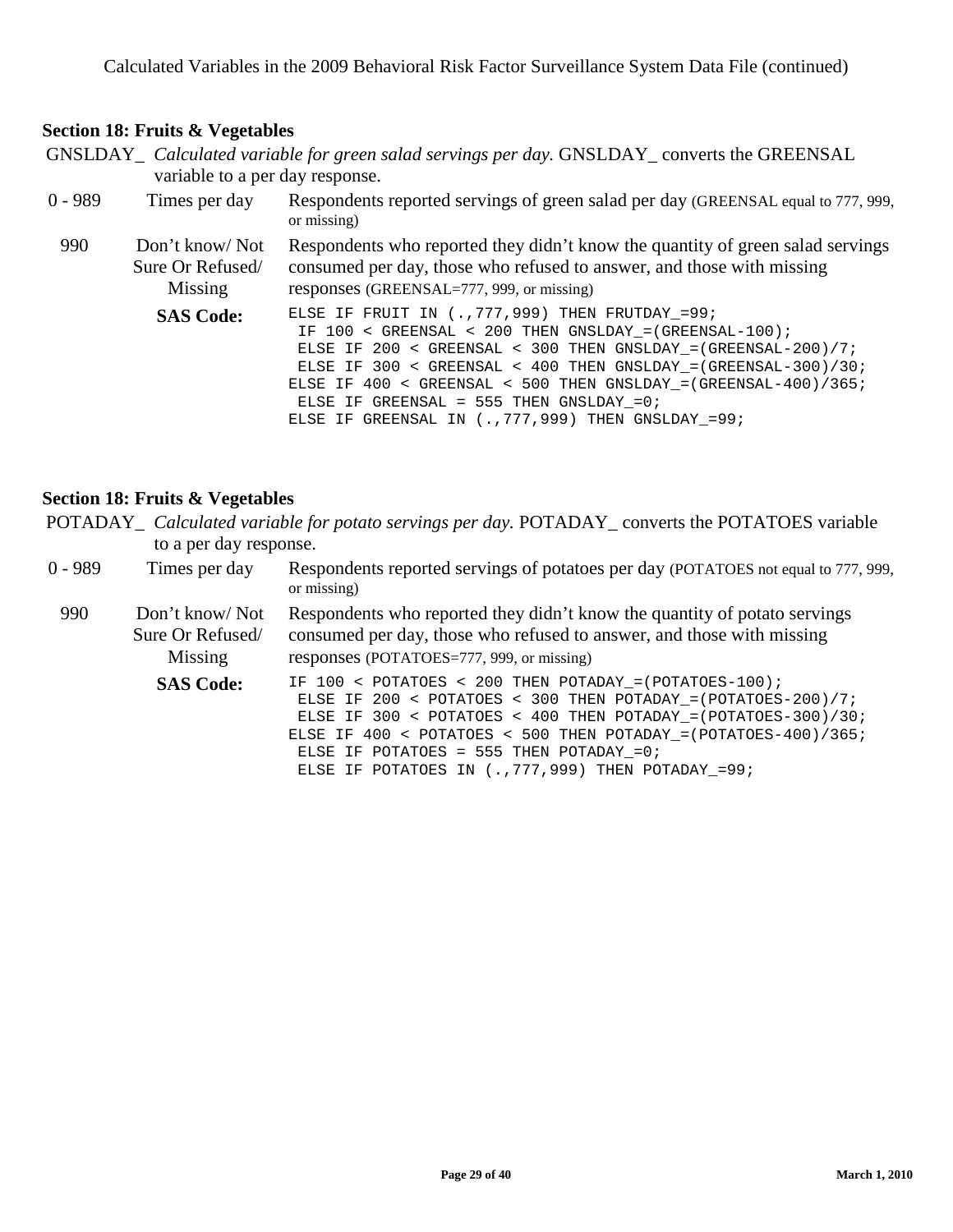### Section 18: Fruits & Vegetables

GNSLDAY_ *Calculated variable for green salad servings per day.* GNSLDAY_ converts the GREENSAL variable to a per day response.

| | | |
|---|---|---|
| 0 - 989 | Times per day | Respondents reported servings of green salad per day (GREENSAL equal to 777, 999, or missing) |
| 990 | Don't know/ Not Sure Or Refused/ Missing | Respondents who reported they didn't know the quantity of green salad servings consumed per day, those who refused to answer, and those with missing responses (GREENSAL=777, 999, or missing) |

**SAS Code:**

```
ELSE IF FRUIT IN (.,777,999) THEN FRUTDAY_=99;
 IF 100 < GREENSAL < 200 THEN GNSLDAY_=(GREENSAL-100);
 ELSE IF 200 < GREENSAL < 300 THEN GNSLDAY_=(GREENSAL-200)/7;
 ELSE IF 300 < GREENSAL < 400 THEN GNSLDAY_=(GREENSAL-300)/30;
ELSE IF 400 < GREENSAL < 500 THEN GNSLDAY_=(GREENSAL-400)/365;
 ELSE IF GREENSAL = 555 THEN GNSLDAY_=0;
ELSE IF GREENSAL IN (.,777,999) THEN GNSLDAY_=99;
```

### Section 18: Fruits & Vegetables

POTADAY_ *Calculated variable for potato servings per day.* POTADAY_ converts the POTATOES variable to a per day response.

| | | |
|---|---|---|
| 0 - 989 | Times per day | Respondents reported servings of potatoes per day (POTATOES not equal to 777, 999, or missing) |
| 990 | Don't know/ Not Sure Or Refused/ Missing | Respondents who reported they didn't know the quantity of potato servings consumed per day, those who refused to answer, and those with missing responses (POTATOES=777, 999, or missing) |

**SAS Code:**

```
IF 100 < POTATOES < 200 THEN POTADAY_=(POTATOES-100);
 ELSE IF 200 < POTATOES < 300 THEN POTADAY_=(POTATOES-200)/7;
 ELSE IF 300 < POTATOES < 400 THEN POTADAY_=(POTATOES-300)/30;
ELSE IF 400 < POTATOES < 500 THEN POTADAY_=(POTATOES-400)/365;
 ELSE IF POTATOES = 555 THEN POTADAY_=0;
 ELSE IF POTATOES IN (.,777,999) THEN POTADAY_=99;
```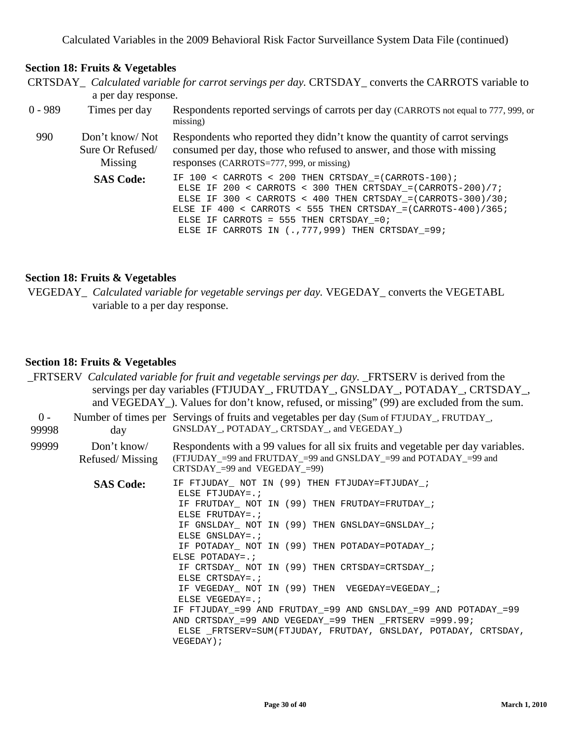## Section 18: Fruits & Vegetables

CRTSDAY_ *Calculated variable for carrot servings per day.* CRTSDAY_ converts the CARROTS variable to a per day response.

| Value | Value Label | Description |
|---|---|---|
| 0 - 989 | Times per day | Respondents reported servings of carrots per day (CARROTS not equal to 777, 999, or missing) |
| 990 | Don't know/ Not Sure Or Refused/ Missing | Respondents who reported they didn't know the quantity of carrot servings consumed per day, those who refused to answer, and those with missing responses (CARROTS=777, 999, or missing) |

**SAS Code:**

```
IF 100 < CARROTS < 200 THEN CRTSDAY_=(CARROTS-100);
 ELSE IF 200 < CARROTS < 300 THEN CRTSDAY_=(CARROTS-200)/7;
 ELSE IF 300 < CARROTS < 400 THEN CRTSDAY_=(CARROTS-300)/30;
ELSE IF 400 < CARROTS < 555 THEN CRTSDAY_=(CARROTS-400)/365;
 ELSE IF CARROTS = 555 THEN CRTSDAY_=0;
 ELSE IF CARROTS IN (.,777,999) THEN CRTSDAY_=99;
```

## Section 18: Fruits & Vegetables

VEGEDAY_ *Calculated variable for vegetable servings per day.* VEGEDAY_ converts the VEGETABL variable to a per day response.

## Section 18: Fruits & Vegetables

_FRTSERV *Calculated variable for fruit and vegetable servings per day.* _FRTSERV is derived from the servings per day variables (FTJUDAY_, FRUTDAY_, GNSLDAY_, POTADAY_, CRTSDAY_, and VEGEDAY_). Values for don't know, refused, or missing" (99) are excluded from the sum.

| Value | Value Label | Description |
|---|---|---|
| 0 - 99998 | Number of times per day | Servings of fruits and vegetables per day (Sum of FTJUDAY_, FRUTDAY_, GNSLDAY_, POTADAY_, CRTSDAY_, and VEGEDAY_) |
| 99999 | Don't know/ Refused/ Missing | Respondents with a 99 values for all six fruits and vegetable per day variables. (FTJUDAY_=99 and FRUTDAY_=99 and GNSLDAY_=99 and POTADAY_=99 and CRTSDAY_=99 and VEGEDAY_=99) |

**SAS Code:**

```
IF FTJUDAY_ NOT IN (99) THEN FTJUDAY=FTJUDAY_;
 ELSE FTJUDAY=.;
 IF FRUTDAY_ NOT IN (99) THEN FRUTDAY=FRUTDAY_;
 ELSE FRUTDAY=.;
 IF GNSLDAY_ NOT IN (99) THEN GNSLDAY=GNSLDAY_;
 ELSE GNSLDAY=.;
 IF POTADAY_ NOT IN (99) THEN POTADAY=POTADAY_;
ELSE POTADAY=.;
 IF CRTSDAY_ NOT IN (99) THEN CRTSDAY=CRTSDAY_;
 ELSE CRTSDAY=.;
 IF VEGEDAY_ NOT IN (99) THEN  VEGEDAY=VEGEDAY_;
 ELSE VEGEDAY=.;
IF FTJUDAY_=99 AND FRUTDAY_=99 AND GNSLDAY_=99 AND POTADAY_=99
AND CRTSDAY_=99 AND VEGEDAY_=99 THEN _FRTSERV =999.99;
 ELSE _FRTSERV=SUM(FTJUDAY, FRUTDAY, GNSLDAY, POTADAY, CRTSDAY,
VEGEDAY);
```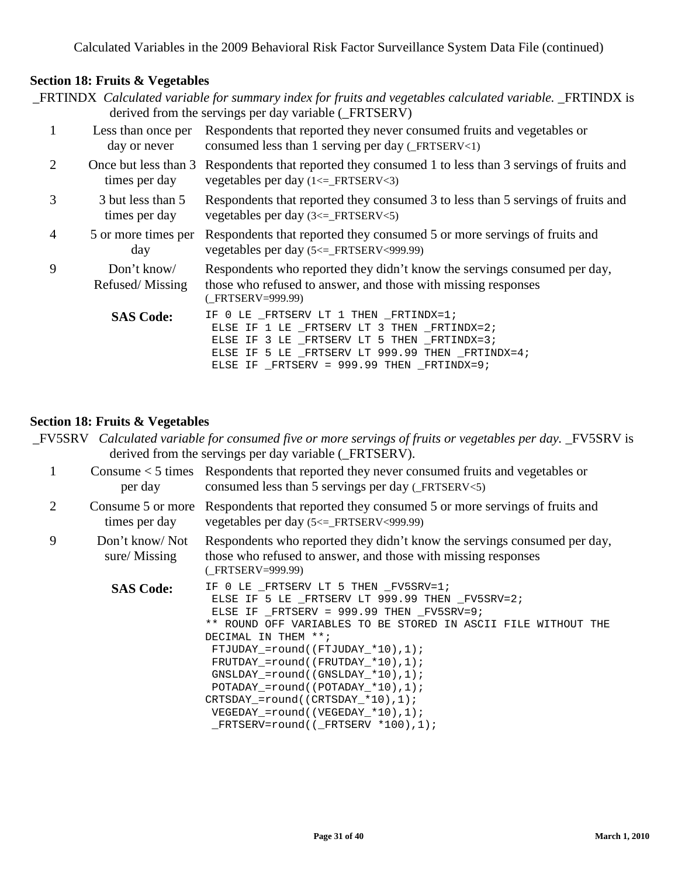## Section 18: Fruits & Vegetables

_FRTINDX *Calculated variable for summary index for fruits and vegetables calculated variable.* _FRTINDX is derived from the servings per day variable (_FRTSERV)

| Value | Label | Description |
|---|---|---|
| 1 | Less than once per day or never | Respondents that reported they never consumed fruits and vegetables or consumed less than 1 serving per day (_FRTSERV<1) |
| 2 | Once but less than 3 times per day | Respondents that reported they consumed 1 to less than 3 servings of fruits and vegetables per day (1<=_FRTSERV<3) |
| 3 | 3 but less than 5 times per day | Respondents that reported they consumed 3 to less than 5 servings of fruits and vegetables per day (3<=_FRTSERV<5) |
| 4 | 5 or more times per day | Respondents that reported they consumed 5 or more servings of fruits and vegetables per day (5<=_FRTSERV<999.99) |
| 9 | Don't know/ Refused/ Missing | Respondents who reported they didn't know the servings consumed per day, those who refused to answer, and those with missing responses (_FRTSERV=999.99) |

**SAS Code:**

```
IF 0 LE _FRTSERV LT 1 THEN _FRTINDX=1;
 ELSE IF 1 LE _FRTSERV LT 3 THEN _FRTINDX=2;
 ELSE IF 3 LE _FRTSERV LT 5 THEN _FRTINDX=3;
 ELSE IF 5 LE _FRTSERV LT 999.99 THEN _FRTINDX=4;
 ELSE IF _FRTSERV = 999.99 THEN _FRTINDX=9;
```

## Section 18: Fruits & Vegetables

_FV5SRV *Calculated variable for consumed five or more servings of fruits or vegetables per day.* _FV5SRV is derived from the servings per day variable (_FRTSERV).

| Value | Label | Description |
|---|---|---|
| 1 | Consume < 5 times per day | Respondents that reported they never consumed fruits and vegetables or consumed less than 5 servings per day (_FRTSERV<5) |
| 2 | Consume 5 or more times per day | Respondents that reported they consumed 5 or more servings of fruits and vegetables per day (5<=_FRTSERV<999.99) |
| 9 | Don't know/ Not sure/ Missing | Respondents who reported they didn't know the servings consumed per day, those who refused to answer, and those with missing responses (_FRTSERV=999.99) |

**SAS Code:**

```
IF 0 LE _FRTSERV LT 5 THEN _FV5SRV=1;
 ELSE IF 5 LE _FRTSERV LT 999.99 THEN _FV5SRV=2;
 ELSE IF _FRTSERV = 999.99 THEN _FV5SRV=9;
** ROUND OFF VARIABLES TO BE STORED IN ASCII FILE WITHOUT THE
DECIMAL IN THEM **;
 FTJUDAY_=round((FTJUDAY_*10),1);
 FRUTDAY_=round((FRUTDAY_*10),1);
 GNSLDAY_=round((GNSLDAY_*10),1);
 POTADAY_=round((POTADAY_*10),1);
CRTSDAY_=round((CRTSDAY_*10),1);
 VEGEDAY_=round((VEGEDAY_*10),1);
 _FRTSERV=round((_FRTSERV *100),1);
```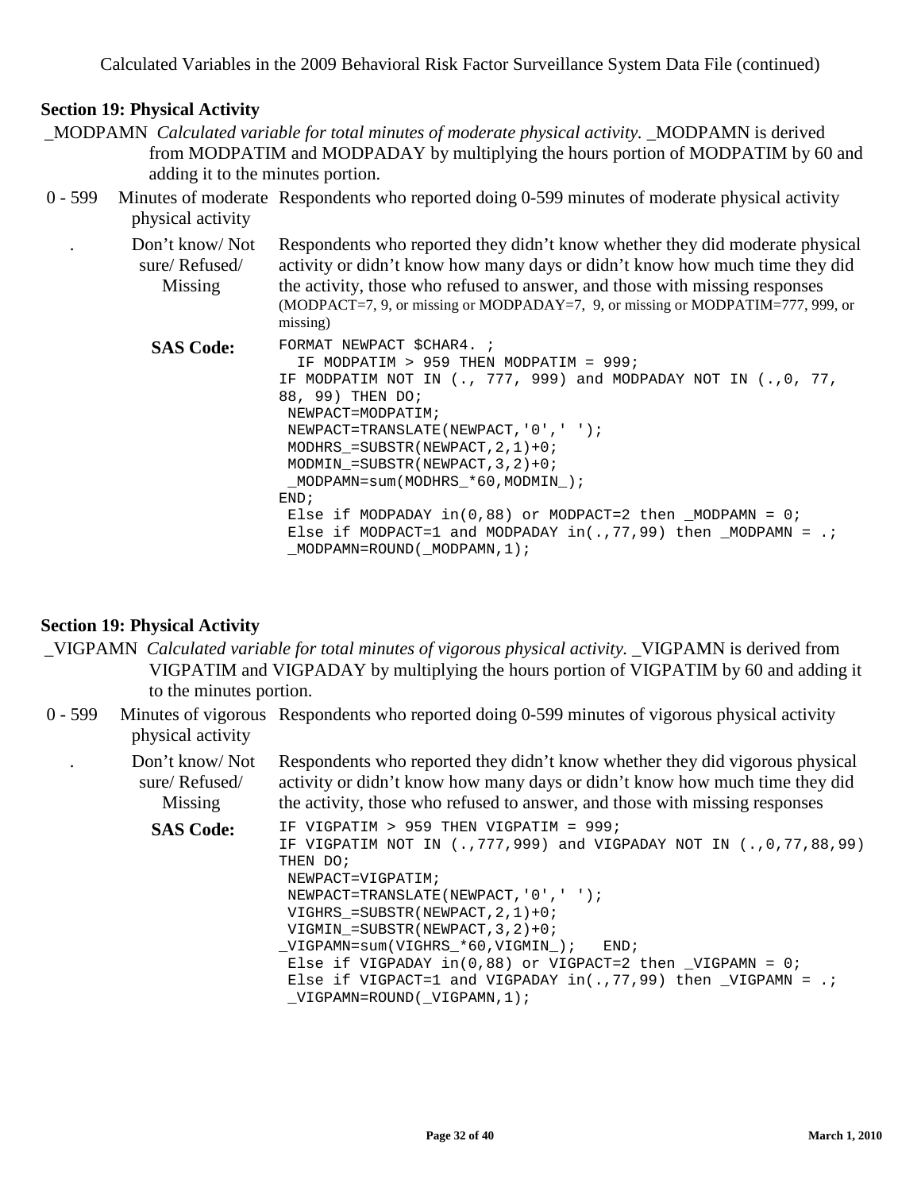## Section 19: Physical Activity

_MODPAMN *Calculated variable for total minutes of moderate physical activity.* _MODPAMN is derived from MODPATIM and MODPADAY by multiplying the hours portion of MODPATIM by 60 and adding it to the minutes portion.

| Value | Label | Description |
|---|---|---|
| 0 - 599 | Minutes of moderate physical activity | Respondents who reported doing 0-599 minutes of moderate physical activity |
| . | Don't know/ Not sure/ Refused/ Missing | Respondents who reported they didn't know whether they did moderate physical activity or didn't know how many days or didn't know how much time they did the activity, those who refused to answer, and those with missing responses (MODPACT=7, 9, or missing or MODPADAY=7, 9, or missing or MODPATIM=777, 999, or missing) |

**SAS Code:**

```
FORMAT NEWPACT $CHAR4. ;
  IF MODPATIM > 959 THEN MODPATIM = 999;
IF MODPATIM NOT IN (., 777, 999) and MODPADAY NOT IN (.,0, 77,
88, 99) THEN DO;
 NEWPACT=MODPATIM;
 NEWPACT=TRANSLATE(NEWPACT,'0',' ');
 MODHRS_=SUBSTR(NEWPACT,2,1)+0;
 MODMIN_=SUBSTR(NEWPACT,3,2)+0;
 _MODPAMN=sum(MODHRS_*60,MODMIN_);
END;
 Else if MODPADAY in(0,88) or MODPACT=2 then _MODPAMN = 0;
 Else if MODPACT=1 and MODPADAY in(.,77,99) then _MODPAMN = .;
 _MODPAMN=ROUND(_MODPAMN,1);
```

## Section 19: Physical Activity

_VIGPAMN *Calculated variable for total minutes of vigorous physical activity.* _VIGPAMN is derived from VIGPATIM and VIGPADAY by multiplying the hours portion of VIGPATIM by 60 and adding it to the minutes portion.

| Value | Label | Description |
|---|---|---|
| 0 - 599 | Minutes of vigorous physical activity | Respondents who reported doing 0-599 minutes of vigorous physical activity |
| . | Don't know/ Not sure/ Refused/ Missing | Respondents who reported they didn't know whether they did vigorous physical activity or didn't know how many days or didn't know how much time they did the activity, those who refused to answer, and those with missing responses |

**SAS Code:**

```
IF VIGPATIM > 959 THEN VIGPATIM = 999;
IF VIGPATIM NOT IN (.,777,999) and VIGPADAY NOT IN (.,0,77,88,99)
THEN DO;
 NEWPACT=VIGPATIM;
 NEWPACT=TRANSLATE(NEWPACT,'0',' ');
 VIGHRS_=SUBSTR(NEWPACT,2,1)+0;
 VIGMIN_=SUBSTR(NEWPACT,3,2)+0;
_VIGPAMN=sum(VIGHRS_*60,VIGMIN_);   END;
 Else if VIGPADAY in(0,88) or VIGPACT=2 then _VIGPAMN = 0;
 Else if VIGPACT=1 and VIGPADAY in(.,77,99) then _VIGPAMN = .;
 _VIGPAMN=ROUND(_VIGPAMN,1);
```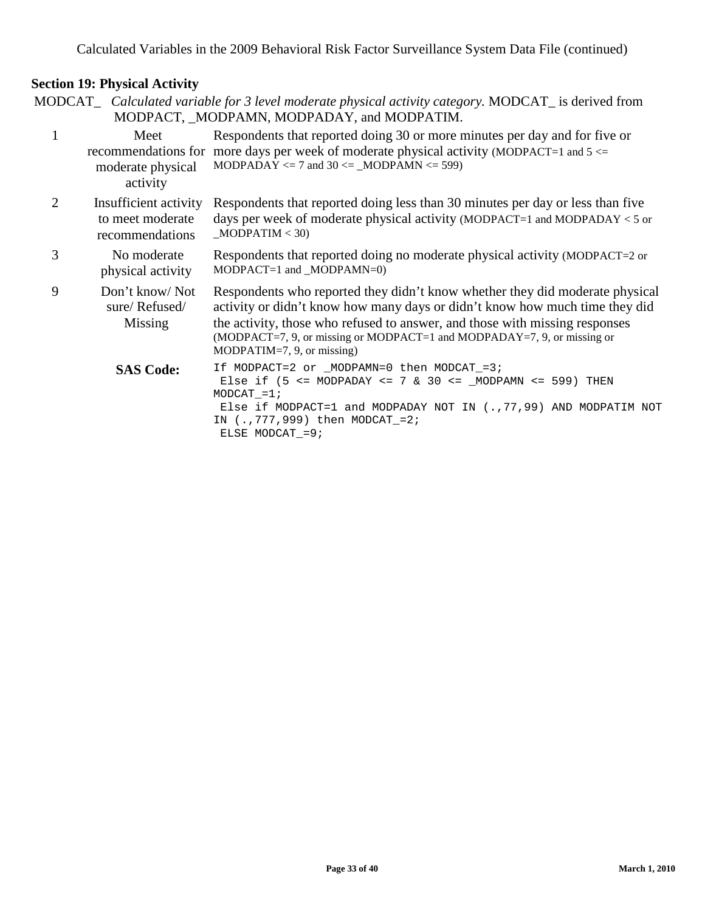## Section 19: Physical Activity

MODCAT_ *Calculated variable for 3 level moderate physical activity category.* MODCAT_ is derived from MODPACT, _MODPAMN, MODPADAY, and MODPATIM.

| Value | Label | Description |
|---|---|---|
| 1 | Meet recommendations for moderate physical activity | Respondents that reported doing 30 or more minutes per day and for five or more days per week of moderate physical activity (MODPACT=1 and 5 <= MODPADAY <= 7 and 30 <= _MODPAMN <= 599) |
| 2 | Insufficient activity to meet moderate recommendations | Respondents that reported doing less than 30 minutes per day or less than five days per week of moderate physical activity (MODPACT=1 and MODPADAY < 5 or _MODPATIM < 30) |
| 3 | No moderate physical activity | Respondents that reported doing no moderate physical activity (MODPACT=2 or MODPACT=1 and _MODPAMN=0) |
| 9 | Don't know/ Not sure/ Refused/ Missing | Respondents who reported they didn't know whether they did moderate physical activity or didn't know how many days or didn't know how much time they did the activity, those who refused to answer, and those with missing responses (MODPACT=7, 9, or missing or MODPACT=1 and MODPADAY=7, 9, or missing or MODPATIM=7, 9, or missing) |

**SAS Code:**

```
If MODPACT=2 or _MODPAMN=0 then MODCAT_=3;
 Else if (5 <= MODPADAY <= 7 & 30 <= _MODPAMN <= 599) THEN
MODCAT_=1;
 Else if MODPACT=1 and MODPADAY NOT IN (.,77,99) AND MODPATIM NOT
IN (.,777,999) then MODCAT_=2;
 ELSE MODCAT_=9;
```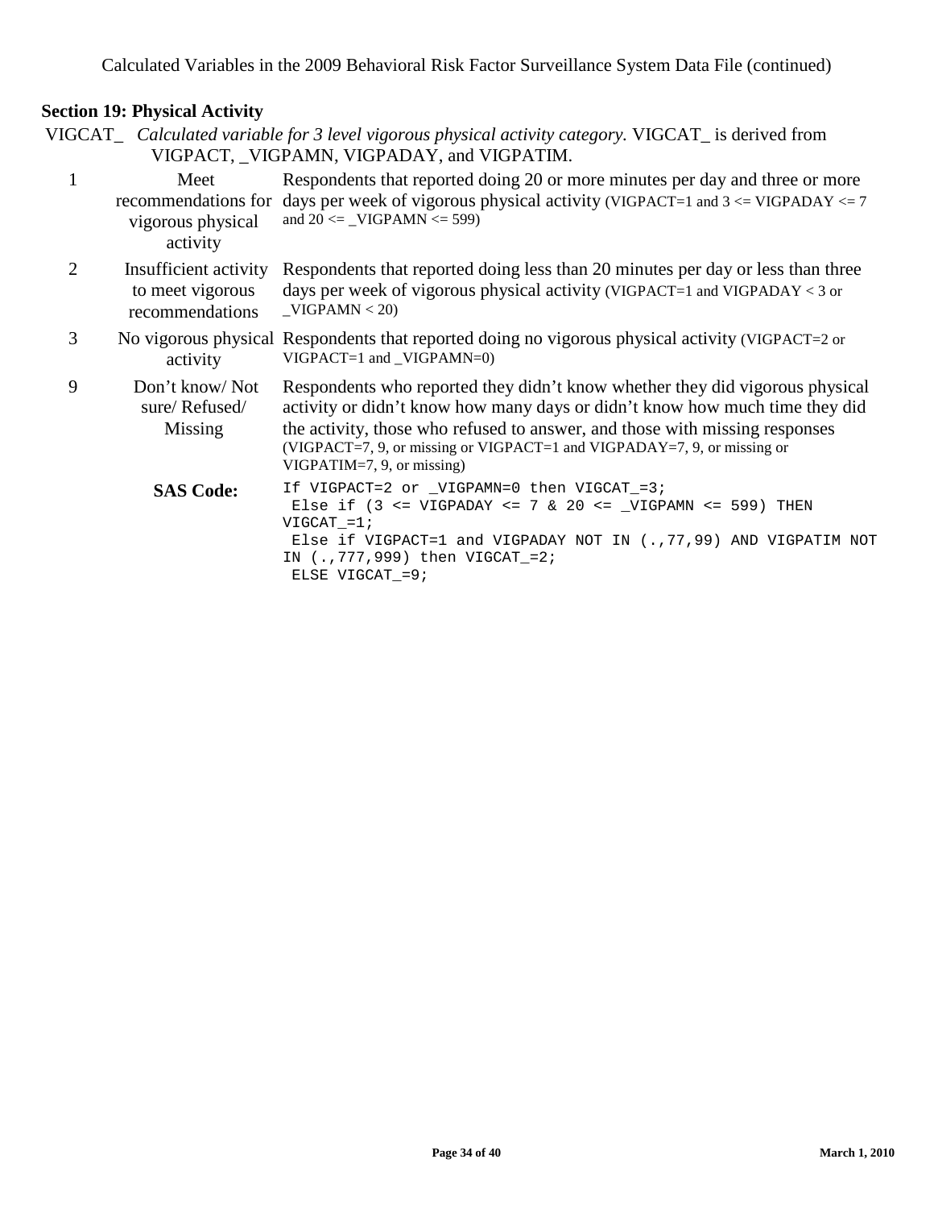## Section 19: Physical Activity

VIGCAT_ *Calculated variable for 3 level vigorous physical activity category.* VIGCAT_ is derived from VIGPACT, _VIGPAMN, VIGPADAY, and VIGPATIM.

| Value | Label | Description |
|---|---|---|
| 1 | Meet recommendations for vigorous physical activity | Respondents that reported doing 20 or more minutes per day and three or more days per week of vigorous physical activity (VIGPACT=1 and 3 <= VIGPADAY <= 7 and 20 <= _VIGPAMN <= 599) |
| 2 | Insufficient activity to meet vigorous recommendations | Respondents that reported doing less than 20 minutes per day or less than three days per week of vigorous physical activity (VIGPACT=1 and VIGPADAY < 3 or _VIGPAMN < 20) |
| 3 | No vigorous physical activity | Respondents that reported doing no vigorous physical activity (VIGPACT=2 or VIGPACT=1 and _VIGPAMN=0) |
| 9 | Don't know/ Not sure/ Refused/ Missing | Respondents who reported they didn't know whether they did vigorous physical activity or didn't know how many days or didn't know how much time they did the activity, those who refused to answer, and those with missing responses (VIGPACT=7, 9, or missing or VIGPACT=1 and VIGPADAY=7, 9, or missing or VIGPATIM=7, 9, or missing) |

**SAS Code:**

```
If VIGPACT=2 or _VIGPAMN=0 then VIGCAT_=3;
 Else if (3 <= VIGPADAY <= 7 & 20 <= _VIGPAMN <= 599) THEN
VIGCAT_=1;
 Else if VIGPACT=1 and VIGPADAY NOT IN (.,77,99) AND VIGPATIM NOT
IN (.,777,999) then VIGCAT_=2;
 ELSE VIGCAT_=9;
```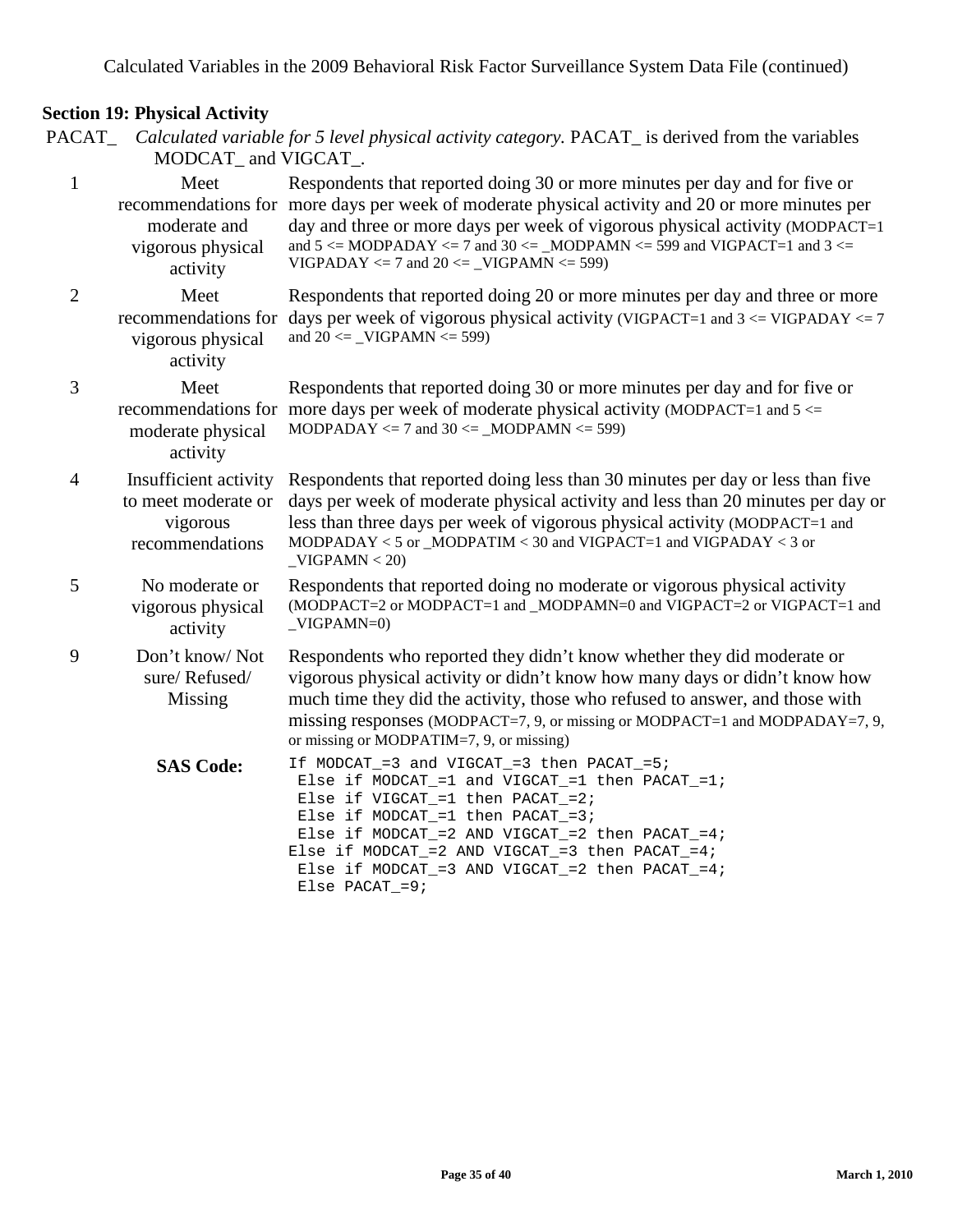## Section 19: Physical Activity

PACAT_ *Calculated variable for 5 level physical activity category.* PACAT_ is derived from the variables MODCAT_ and VIGCAT_.

| Value | Label | Description |
|---|---|---|
| 1 | Meet recommendations for moderate and vigorous physical activity | Respondents that reported doing 30 or more minutes per day and for five or more days per week of moderate physical activity and 20 or more minutes per day and three or more days per week of vigorous physical activity (MODPACT=1 and 5 <= MODPADAY <= 7 and 30 <= _MODPAMN <= 599 and VIGPACT=1 and 3 <= VIGPADAY <= 7 and 20 <= _VIGPAMN <= 599) |
| 2 | Meet recommendations for vigorous physical activity | Respondents that reported doing 20 or more minutes per day and three or more days per week of vigorous physical activity (VIGPACT=1 and 3 <= VIGPADAY <= 7 and 20 <= _VIGPAMN <= 599) |
| 3 | Meet recommendations for moderate physical activity | Respondents that reported doing 30 or more minutes per day and for five or more days per week of moderate physical activity (MODPACT=1 and 5 <= MODPADAY <= 7 and 30 <= _MODPAMN <= 599) |
| 4 | Insufficient activity to meet moderate or vigorous recommendations | Respondents that reported doing less than 30 minutes per day or less than five days per week of moderate physical activity and less than 20 minutes per day or less than three days per week of vigorous physical activity (MODPACT=1 and MODPADAY < 5 or _MODPATIM < 30 and VIGPACT=1 and VIGPADAY < 3 or _VIGPAMN < 20) |
| 5 | No moderate or vigorous physical activity | Respondents that reported doing no moderate or vigorous physical activity (MODPACT=2 or MODPACT=1 and _MODPAMN=0 and VIGPACT=2 or VIGPACT=1 and _VIGPAMN=0) |
| 9 | Don't know/ Not sure/ Refused/ Missing | Respondents who reported they didn't know whether they did moderate or vigorous physical activity or didn't know how many days or didn't know how much time they did the activity, those who refused to answer, and those with missing responses (MODPACT=7, 9, or missing or MODPACT=1 and MODPADAY=7, 9, or missing or MODPATIM=7, 9, or missing) |

**SAS Code:**

```
If MODCAT_=3 and VIGCAT_=3 then PACAT_=5;
 Else if MODCAT_=1 and VIGCAT_=1 then PACAT_=1;
 Else if VIGCAT_=1 then PACAT_=2;
 Else if MODCAT_=1 then PACAT_=3;
 Else if MODCAT_=2 AND VIGCAT_=2 then PACAT_=4;
Else if MODCAT_=2 AND VIGCAT_=3 then PACAT_=4;
 Else if MODCAT_=3 AND VIGCAT_=2 then PACAT_=4;
 Else PACAT_=9;
```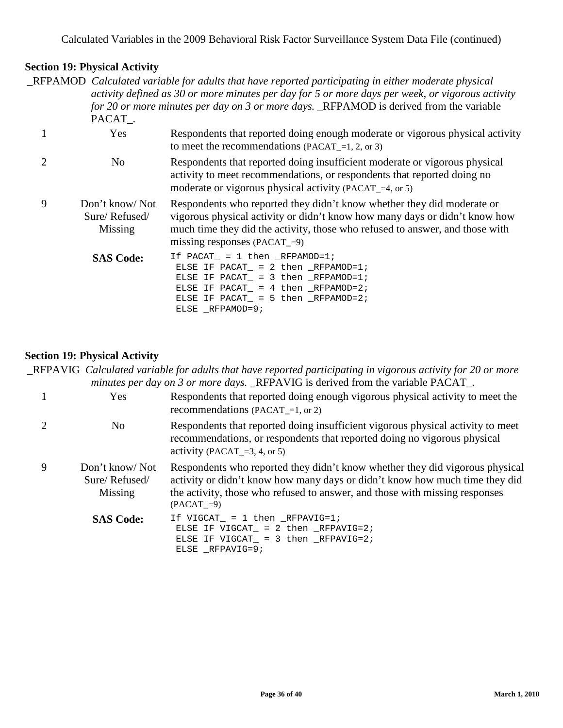## Section 19: Physical Activity

_RFPAMOD *Calculated variable for adults that have reported participating in either moderate physical activity defined as 30 or more minutes per day for 5 or more days per week, or vigorous activity for 20 or more minutes per day on 3 or more days.* _RFPAMOD is derived from the variable PACAT_.

| | | |
|---|---|---|
| 1 | Yes | Respondents that reported doing enough moderate or vigorous physical activity to meet the recommendations (PACAT_=1, 2, or 3) |
| 2 | No | Respondents that reported doing insufficient moderate or vigorous physical activity to meet recommendations, or respondents that reported doing no moderate or vigorous physical activity (PACAT_=4, or 5) |
| 9 | Don't know/ Not Sure/ Refused/ Missing | Respondents who reported they didn't know whether they did moderate or vigorous physical activity or didn't know how many days or didn't know how much time they did the activity, those who refused to answer, and those with missing responses (PACAT_=9) |

**SAS Code:**

```
If PACAT_ = 1 then _RFPAMOD=1;
 ELSE IF PACAT_ = 2 then _RFPAMOD=1;
 ELSE IF PACAT_ = 3 then _RFPAMOD=1;
 ELSE IF PACAT_ = 4 then _RFPAMOD=2;
 ELSE IF PACAT_ = 5 then _RFPAMOD=2;
 ELSE _RFPAMOD=9;
```

## Section 19: Physical Activity

_RFPAVIG *Calculated variable for adults that have reported participating in vigorous activity for 20 or more minutes per day on 3 or more days.* _RFPAVIG is derived from the variable PACAT_.

| | | |
|---|---|---|
| 1 | Yes | Respondents that reported doing enough vigorous physical activity to meet the recommendations (PACAT_=1, or 2) |
| 2 | No | Respondents that reported doing insufficient vigorous physical activity to meet recommendations, or respondents that reported doing no vigorous physical activity (PACAT_=3, 4, or 5) |
| 9 | Don't know/ Not Sure/ Refused/ Missing | Respondents who reported they didn't know whether they did vigorous physical activity or didn't know how many days or didn't know how much time they did the activity, those who refused to answer, and those with missing responses (PACAT_=9) |

**SAS Code:**

```
If VIGCAT_ = 1 then _RFPAVIG=1;
 ELSE IF VIGCAT_ = 2 then _RFPAVIG=2;
 ELSE IF VIGCAT_ = 3 then _RFPAVIG=2;
 ELSE _RFPAVIG=9;
```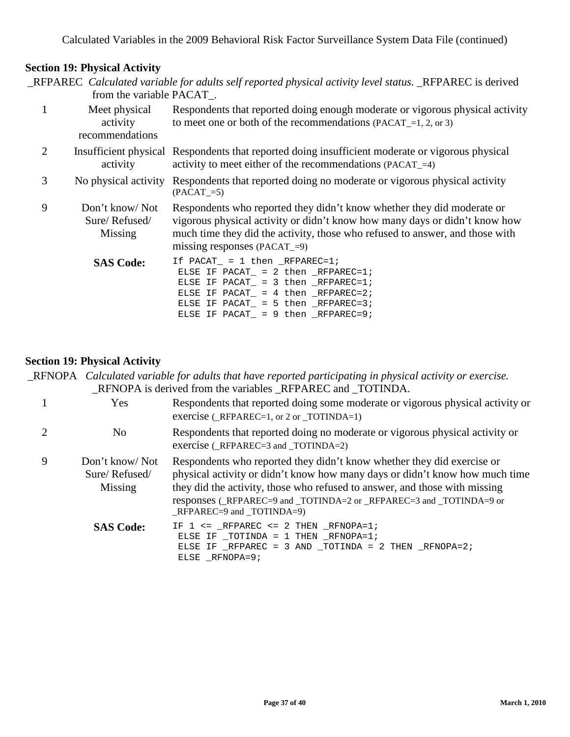## Section 19: Physical Activity

_RFPAREC *Calculated variable for adults self reported physical activity level status.* _RFPAREC is derived from the variable PACAT_.

| Value | Label | Description |
|---|---|---|
| 1 | Meet physical activity recommendations | Respondents that reported doing enough moderate or vigorous physical activity to meet one or both of the recommendations (PACAT_=1, 2, or 3) |
| 2 | Insufficient physical activity | Respondents that reported doing insufficient moderate or vigorous physical activity to meet either of the recommendations (PACAT_=4) |
| 3 | No physical activity | Respondents that reported doing no moderate or vigorous physical activity (PACAT_=5) |
| 9 | Don't know/ Not Sure/ Refused/ Missing | Respondents who reported they didn't know whether they did moderate or vigorous physical activity or didn't know how many days or didn't know how much time they did the activity, those who refused to answer, and those with missing responses (PACAT_=9) |

**SAS Code:**

```
If PACAT_ = 1 then _RFPAREC=1;
 ELSE IF PACAT_ = 2 then _RFPAREC=1;
 ELSE IF PACAT_ = 3 then _RFPAREC=1;
 ELSE IF PACAT_ = 4 then _RFPAREC=2;
 ELSE IF PACAT_ = 5 then _RFPAREC=3;
 ELSE IF PACAT_ = 9 then _RFPAREC=9;
```

## Section 19: Physical Activity

_RFNOPA *Calculated variable for adults that have reported participating in physical activity or exercise.* _RFNOPA is derived from the variables _RFPAREC and _TOTINDA.

| Value | Label | Description |
|---|---|---|
| 1 | Yes | Respondents that reported doing some moderate or vigorous physical activity or exercise (_RFPAREC=1, or 2 or _TOTINDA=1) |
| 2 | No | Respondents that reported doing no moderate or vigorous physical activity or exercise (_RFPAREC=3 and _TOTINDA=2) |
| 9 | Don't know/ Not Sure/ Refused/ Missing | Respondents who reported they didn't know whether they did exercise or physical activity or didn't know how many days or didn't know how much time they did the activity, those who refused to answer, and those with missing responses (_RFPAREC=9 and _TOTINDA=2 or _RFPAREC=3 and _TOTINDA=9 or _RFPAREC=9 and _TOTINDA=9) |

**SAS Code:**

```
IF 1 <= _RFPAREC <= 2 THEN _RFNOPA=1;
 ELSE IF _TOTINDA = 1 THEN _RFNOPA=1;
 ELSE IF _RFPAREC = 3 AND _TOTINDA = 2 THEN _RFNOPA=2;
 ELSE _RFNOPA=9;
```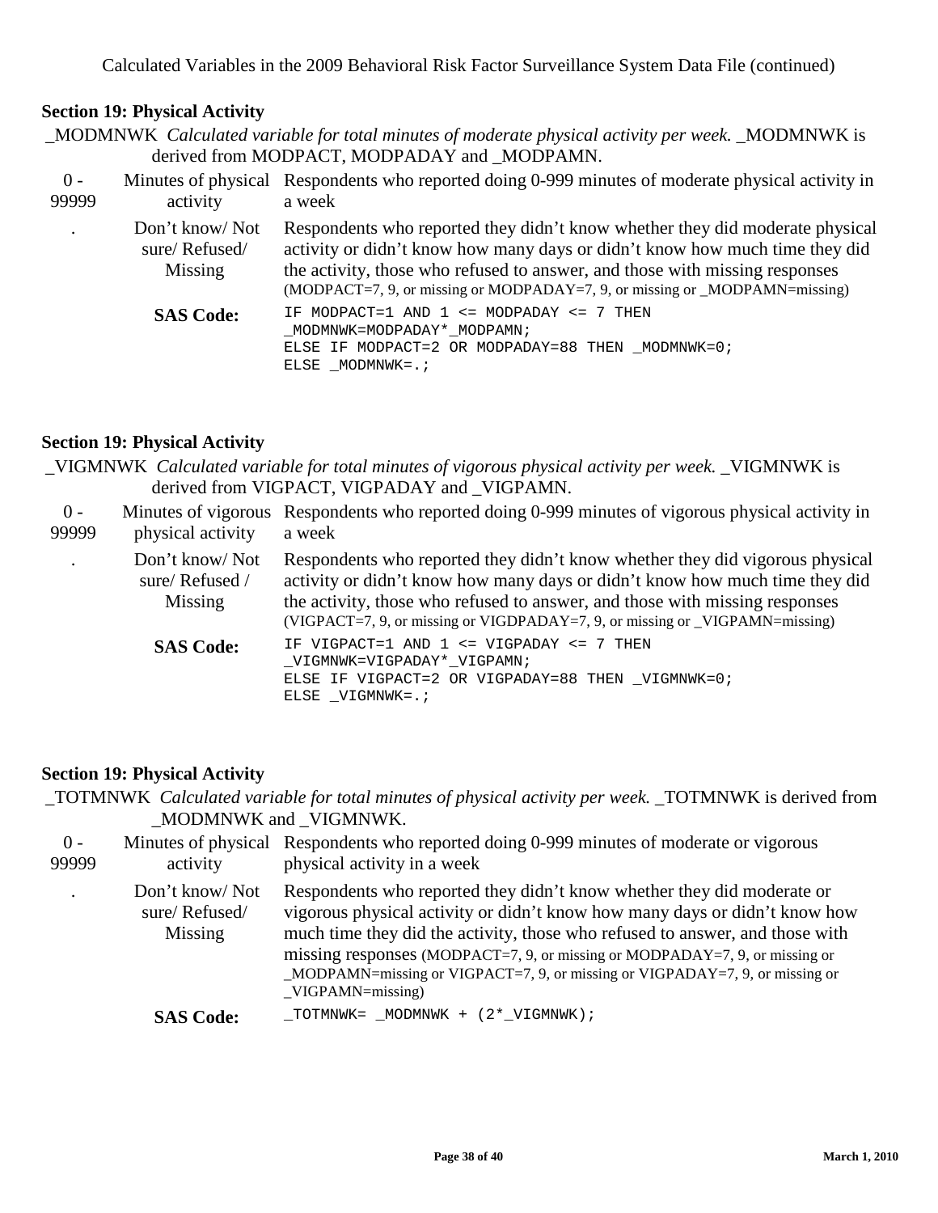## Section 19: Physical Activity

_MODMNWK *Calculated variable for total minutes of moderate physical activity per week.* _MODMNWK is derived from MODPACT, MODPADAY and _MODPAMN.

| Value | Label | Description |
|---|---|---|
| 0 - 99999 | Minutes of physical activity | Respondents who reported doing 0-999 minutes of moderate physical activity in a week |
| . | Don't know/ Not sure/ Refused/ Missing | Respondents who reported they didn't know whether they did moderate physical activity or didn't know how many days or didn't know how much time they did the activity, those who refused to answer, and those with missing responses (MODPACT=7, 9, or missing or MODPADAY=7, 9, or missing or _MODPAMN=missing) |

**SAS Code:**

```
IF MODPACT=1 AND 1 <= MODPADAY <= 7 THEN
_MODMNWK=MODPADAY*_MODPAMN;
ELSE IF MODPACT=2 OR MODPADAY=88 THEN _MODMNWK=0;
ELSE _MODMNWK=.;
```

## Section 19: Physical Activity

_VIGMNWK *Calculated variable for total minutes of vigorous physical activity per week.* _VIGMNWK is derived from VIGPACT, VIGPADAY and _VIGPAMN.

| Value | Label | Description |
|---|---|---|
| 0 - 99999 | Minutes of vigorous physical activity | Respondents who reported doing 0-999 minutes of vigorous physical activity in a week |
| . | Don't know/ Not sure/ Refused / Missing | Respondents who reported they didn't know whether they did vigorous physical activity or didn't know how many days or didn't know how much time they did the activity, those who refused to answer, and those with missing responses (VIGPACT=7, 9, or missing or VIGDPADAY=7, 9, or missing or _VIGPAMN=missing) |

**SAS Code:**

```
IF VIGPACT=1 AND 1 <= VIGPADAY <= 7 THEN
_VIGMNWK=VIGPADAY*_VIGPAMN;
ELSE IF VIGPACT=2 OR VIGPADAY=88 THEN _VIGMNWK=0;
ELSE _VIGMNWK=.;
```

## Section 19: Physical Activity

_TOTMNWK *Calculated variable for total minutes of physical activity per week.* _TOTMNWK is derived from _MODMNWK and _VIGMNWK.

| Value | Label | Description |
|---|---|---|
| 0 - 99999 | Minutes of physical activity | Respondents who reported doing 0-999 minutes of moderate or vigorous physical activity in a week |
| . | Don't know/ Not sure/ Refused/ Missing | Respondents who reported they didn't know whether they did moderate or vigorous physical activity or didn't know how many days or didn't know how much time they did the activity, those who refused to answer, and those with missing responses (MODPACT=7, 9, or missing or MODPADAY=7, 9, or missing or _MODPAMN=missing or VIGPACT=7, 9, or missing or VIGPADAY=7, 9, or missing or _VIGPAMN=missing) |

**SAS Code:**

```
_TOTMNWK= _MODMNWK + (2*_VIGMNWK);
```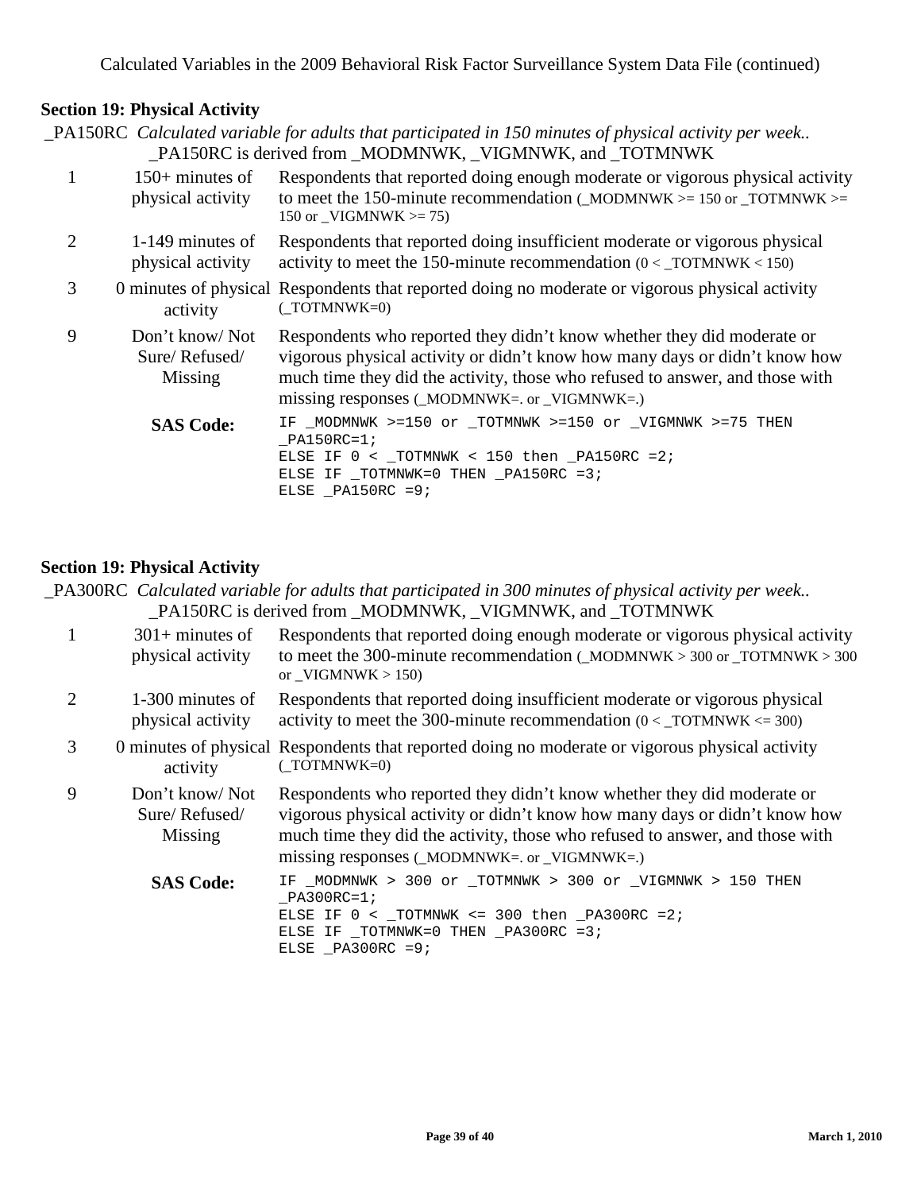## Section 19: Physical Activity

_PA150RC *Calculated variable for adults that participated in 150 minutes of physical activity per week..*
_PA150RC is derived from _MODMNWK, _VIGMNWK, and _TOTMNWK

| Value | Label | Description |
|---|---|---|
| 1 | 150+ minutes of physical activity | Respondents that reported doing enough moderate or vigorous physical activity to meet the 150-minute recommendation (_MODMNWK >= 150 or _TOTMNWK >= 150 or _VIGMNWK >= 75) |
| 2 | 1-149 minutes of physical activity | Respondents that reported doing insufficient moderate or vigorous physical activity to meet the 150-minute recommendation (0 < _TOTMNWK < 150) |
| 3 | 0 minutes of physical activity | Respondents that reported doing no moderate or vigorous physical activity (_TOTMNWK=0) |
| 9 | Don't know/ Not Sure/ Refused/ Missing | Respondents who reported they didn't know whether they did moderate or vigorous physical activity or didn't know how many days or didn't know how much time they did the activity, those who refused to answer, and those with missing responses (_MODMNWK=. or _VIGMNWK=.) |

**SAS Code:**

```
IF _MODMNWK >=150 or _TOTMNWK >=150 or _VIGMNWK >=75 THEN
_PA150RC=1;
ELSE IF 0 < _TOTMNWK < 150 then _PA150RC =2;
ELSE IF _TOTMNWK=0 THEN _PA150RC =3;
ELSE _PA150RC =9;
```

## Section 19: Physical Activity

_PA300RC *Calculated variable for adults that participated in 300 minutes of physical activity per week..*
_PA150RC is derived from _MODMNWK, _VIGMNWK, and _TOTMNWK

| Value | Label | Description |
|---|---|---|
| 1 | 301+ minutes of physical activity | Respondents that reported doing enough moderate or vigorous physical activity to meet the 300-minute recommendation (_MODMNWK > 300 or _TOTMNWK > 300 or _VIGMNWK > 150) |
| 2 | 1-300 minutes of physical activity | Respondents that reported doing insufficient moderate or vigorous physical activity to meet the 300-minute recommendation (0 < _TOTMNWK <= 300) |
| 3 | 0 minutes of physical activity | Respondents that reported doing no moderate or vigorous physical activity (_TOTMNWK=0) |
| 9 | Don't know/ Not Sure/ Refused/ Missing | Respondents who reported they didn't know whether they did moderate or vigorous physical activity or didn't know how many days or didn't know how much time they did the activity, those who refused to answer, and those with missing responses (_MODMNWK=. or _VIGMNWK=.) |

**SAS Code:**

```
IF _MODMNWK > 300 or _TOTMNWK > 300 or _VIGMNWK > 150 THEN
_PA300RC=1;
ELSE IF 0 < _TOTMNWK <= 300 then _PA300RC =2;
ELSE IF _TOTMNWK=0 THEN _PA300RC =3;
ELSE _PA300RC =9;
```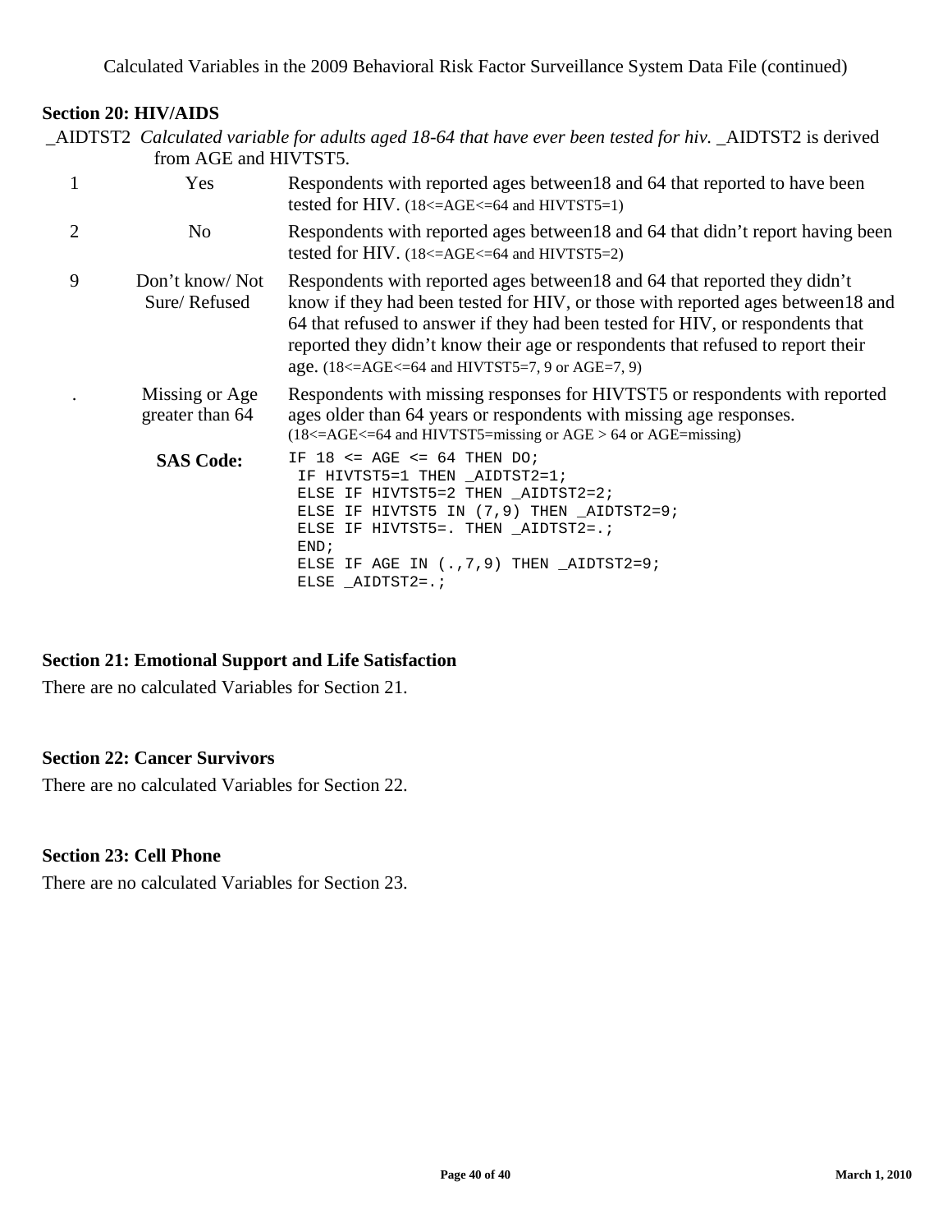Calculated Variables in the 2009 Behavioral Risk Factor Surveillance System Data File (continued)

## Section 20: HIV/AIDS

_AIDTST2 *Calculated variable for adults aged 18-64 that have ever been tested for hiv.* _AIDTST2 is derived from AGE and HIVTST5.

| | | |
|---|---|---|
| 1 | Yes | Respondents with reported ages between18 and 64 that reported to have been tested for HIV. (18<=AGE<=64 and HIVTST5=1) |
| 2 | No | Respondents with reported ages between18 and 64 that didn't report having been tested for HIV. (18<=AGE<=64 and HIVTST5=2) |
| 9 | Don't know/ Not Sure/ Refused | Respondents with reported ages between18 and 64 that reported they didn't know if they had been tested for HIV, or those with reported ages between18 and 64 that refused to answer if they had been tested for HIV, or respondents that reported they didn't know their age or respondents that refused to report their age. (18<=AGE<=64 and HIVTST5=7, 9 or AGE=7, 9) |
| . | Missing or Age greater than 64 | Respondents with missing responses for HIVTST5 or respondents with reported ages older than 64 years or respondents with missing age responses. (18<=AGE<=64 and HIVTST5=missing or AGE > 64 or AGE=missing) |

**SAS Code:**

```
IF 18 <= AGE <= 64 THEN DO;
 IF HIVTST5=1 THEN _AIDTST2=1;
 ELSE IF HIVTST5=2 THEN _AIDTST2=2;
 ELSE IF HIVTST5 IN (7,9) THEN _AIDTST2=9;
 ELSE IF HIVTST5=. THEN _AIDTST2=.;
 END;
 ELSE IF AGE IN (.,7,9) THEN _AIDTST2=9;
 ELSE _AIDTST2=.;
```

## Section 21: Emotional Support and Life Satisfaction

There are no calculated Variables for Section 21.

## Section 22: Cancer Survivors

There are no calculated Variables for Section 22.

## Section 23: Cell Phone

There are no calculated Variables for Section 23.